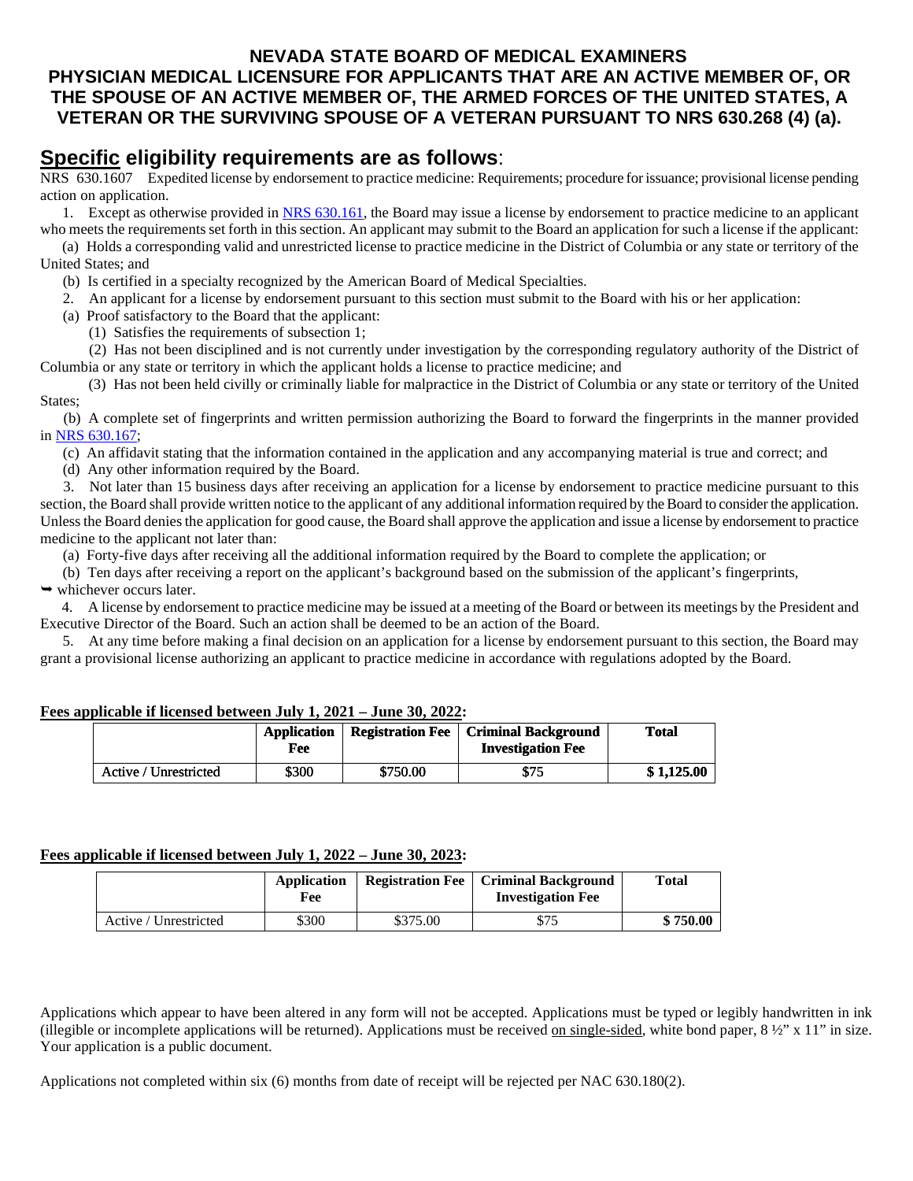# NEVADA STATE BOARD OF MEDICAL EXAMINERS

## PHYSICIAN MEDICAL LICENSURE FOR APPLICANTS THAT ARE AN ACTIVE MEMBER OF, OR THE SPOUSE OF AN ACTIVE MEMBER OF, THE ARMED FORCES OF THE UNITED STATES, A VETERAN OR THE SURVIVING SPOUSE OF A VETERAN PURSUANT TO NRS 630.268 (4) (a).

## Specific eligibility requirements are as follows:

NRS 630.1607 Expedited license by endorsement to practice medicine: Requirements; procedure for issuance; provisional license pending action on application.

1. Except as otherwise provided in NRS 630.161, the Board may issue a license by endorsement to practice medicine to an applicant who meets the requirements set forth in this section. An applicant may submit to the Board an application for such a license if the applicant:

(a) Holds a corresponding valid and unrestricted license to practice medicine in the District of Columbia or any state or territory of the United States; and

(b) Is certified in a specialty recognized by the American Board of Medical Specialties.

2. An applicant for a license by endorsement pursuant to this section must submit to the Board with his or her application:

(a) Proof satisfactory to the Board that the applicant:

(1) Satisfies the requirements of subsection 1;

(2) Has not been disciplined and is not currently under investigation by the corresponding regulatory authority of the District of Columbia or any state or territory in which the applicant holds a license to practice medicine; and

(3) Has not been held civilly or criminally liable for malpractice in the District of Columbia or any state or territory of the United States;

(b) A complete set of fingerprints and written permission authorizing the Board to forward the fingerprints in the manner provided in NRS 630.167;

(c) An affidavit stating that the information contained in the application and any accompanying material is true and correct; and

(d) Any other information required by the Board.

3. Not later than 15 business days after receiving an application for a license by endorsement to practice medicine pursuant to this section, the Board shall provide written notice to the applicant of any additional information required by the Board to consider the application. Unless the Board denies the application for good cause, the Board shall approve the application and issue a license by endorsement to practice medicine to the applicant not later than:

(a) Forty-five days after receiving all the additional information required by the Board to complete the application; or

(b) Ten days after receiving a report on the applicant's background based on the submission of the applicant's fingerprints,

➥ whichever occurs later.

4. A license by endorsement to practice medicine may be issued at a meeting of the Board or between its meetings by the President and Executive Director of the Board. Such an action shall be deemed to be an action of the Board.

5. At any time before making a final decision on an application for a license by endorsement pursuant to this section, the Board may grant a provisional license authorizing an applicant to practice medicine in accordance with regulations adopted by the Board.

**Fees applicable if licensed between July 1, 2021 – June 30, 2022:**

| | Application Fee | Registration Fee | Criminal Background Investigation Fee | Total |
|---|---|---|---|---|
| Active / Unrestricted | $300 | $750.00 | $75 | $ 1,125.00 |

**Fees applicable if licensed between July 1, 2022 – June 30, 2023:**

| | Application Fee | Registration Fee | Criminal Background Investigation Fee | Total |
|---|---|---|---|---|
| Active / Unrestricted | $300 | $375.00 | $75 | **$ 750.00** |

Applications which appear to have been altered in any form will not be accepted. Applications must be typed or legibly handwritten in ink (illegible or incomplete applications will be returned). Applications must be received on single-sided, white bond paper, 8 ½" x 11" in size. Your application is a public document.

Applications not completed within six (6) months from date of receipt will be rejected per NAC 630.180(2).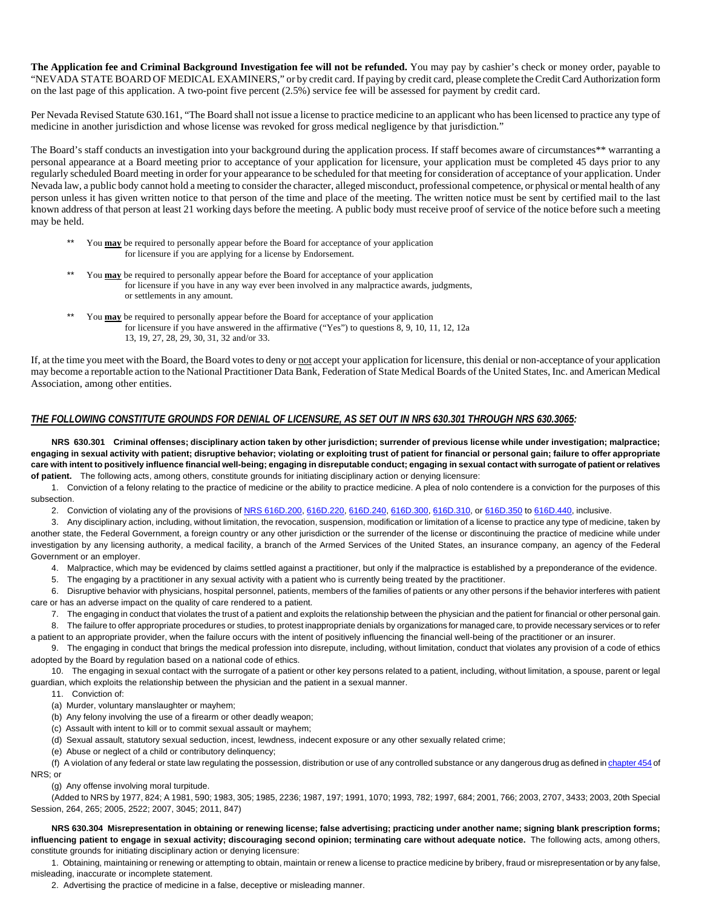**The Application fee and Criminal Background Investigation fee will not be refunded.** You may pay by cashier's check or money order, payable to "NEVADA STATE BOARD OF MEDICAL EXAMINERS," or by credit card. If paying by credit card, please complete the Credit Card Authorization form on the last page of this application. A two-point five percent (2.5%) service fee will be assessed for payment by credit card.

Per Nevada Revised Statute 630.161, "The Board shall not issue a license to practice medicine to an applicant who has been licensed to practice any type of medicine in another jurisdiction and whose license was revoked for gross medical negligence by that jurisdiction."

The Board's staff conducts an investigation into your background during the application process. If staff becomes aware of circumstances** warranting a personal appearance at a Board meeting prior to acceptance of your application for licensure, your application must be completed 45 days prior to any regularly scheduled Board meeting in order for your appearance to be scheduled for that meeting for consideration of acceptance of your application. Under Nevada law, a public body cannot hold a meeting to consider the character, alleged misconduct, professional competence, or physical or mental health of any person unless it has given written notice to that person of the time and place of the meeting. The written notice must be sent by certified mail to the last known address of that person at least 21 working days before the meeting. A public body must receive proof of service of the notice before such a meeting may be held.

** You **may** be required to personally appear before the Board for acceptance of your application for licensure if you are applying for a license by Endorsement.

** You **may** be required to personally appear before the Board for acceptance of your application for licensure if you have in any way ever been involved in any malpractice awards, judgments, or settlements in any amount.

** You **may** be required to personally appear before the Board for acceptance of your application for licensure if you have answered in the affirmative ("Yes") to questions 8, 9, 10, 11, 12, 12a 13, 19, 27, 28, 29, 30, 31, 32 and/or 33.

If, at the time you meet with the Board, the Board votes to deny or not accept your application for licensure, this denial or non-acceptance of your application may become a reportable action to the National Practitioner Data Bank, Federation of State Medical Boards of the United States, Inc. and American Medical Association, among other entities.

***THE FOLLOWING CONSTITUTE GROUNDS FOR DENIAL OF LICENSURE, AS SET OUT IN NRS 630.301 THROUGH NRS 630.3065:***

**NRS 630.301 Criminal offenses; disciplinary action taken by other jurisdiction; surrender of previous license while under investigation; malpractice; engaging in sexual activity with patient; disruptive behavior; violating or exploiting trust of patient for financial or personal gain; failure to offer appropriate care with intent to positively influence financial well-being; engaging in disreputable conduct; engaging in sexual contact with surrogate of patient or relatives of patient.** The following acts, among others, constitute grounds for initiating disciplinary action or denying licensure:

1. Conviction of a felony relating to the practice of medicine or the ability to practice medicine. A plea of nolo contendere is a conviction for the purposes of this subsection.

2. Conviction of violating any of the provisions of NRS 616D.200, 616D.220, 616D.240, 616D.300, 616D.310, or 616D.350 to 616D.440, inclusive.

3. Any disciplinary action, including, without limitation, the revocation, suspension, modification or limitation of a license to practice any type of medicine, taken by another state, the Federal Government, a foreign country or any other jurisdiction or the surrender of the license or discontinuing the practice of medicine while under investigation by any licensing authority, a medical facility, a branch of the Armed Services of the United States, an insurance company, an agency of the Federal Government or an employer.

4. Malpractice, which may be evidenced by claims settled against a practitioner, but only if the malpractice is established by a preponderance of the evidence.

5. The engaging by a practitioner in any sexual activity with a patient who is currently being treated by the practitioner.

6. Disruptive behavior with physicians, hospital personnel, patients, members of the families of patients or any other persons if the behavior interferes with patient care or has an adverse impact on the quality of care rendered to a patient.

7. The engaging in conduct that violates the trust of a patient and exploits the relationship between the physician and the patient for financial or other personal gain.

8. The failure to offer appropriate procedures or studies, to protest inappropriate denials by organizations for managed care, to provide necessary services or to refer a patient to an appropriate provider, when the failure occurs with the intent of positively influencing the financial well-being of the practitioner or an insurer.

9. The engaging in conduct that brings the medical profession into disrepute, including, without limitation, conduct that violates any provision of a code of ethics adopted by the Board by regulation based on a national code of ethics.

10. The engaging in sexual contact with the surrogate of a patient or other key persons related to a patient, including, without limitation, a spouse, parent or legal guardian, which exploits the relationship between the physician and the patient in a sexual manner.

11. Conviction of:

(a) Murder, voluntary manslaughter or mayhem;

(b) Any felony involving the use of a firearm or other deadly weapon;

(c) Assault with intent to kill or to commit sexual assault or mayhem;

(d) Sexual assault, statutory sexual seduction, incest, lewdness, indecent exposure or any other sexually related crime;

(e) Abuse or neglect of a child or contributory delinquency;

(f) A violation of any federal or state law regulating the possession, distribution or use of any controlled substance or any dangerous drug as defined in chapter 454 of NRS; or

(g) Any offense involving moral turpitude.

(Added to NRS by 1977, 824; A 1981, 590; 1983, 305; 1985, 2236; 1987, 197; 1991, 1070; 1993, 782; 1997, 684; 2001, 766; 2003, 2707, 3433; 2003, 20th Special Session, 264, 265; 2005, 2522; 2007, 3045; 2011, 847)

**NRS 630.304 Misrepresentation in obtaining or renewing license; false advertising; practicing under another name; signing blank prescription forms; influencing patient to engage in sexual activity; discouraging second opinion; terminating care without adequate notice.** The following acts, among others, constitute grounds for initiating disciplinary action or denying licensure:

1. Obtaining, maintaining or renewing or attempting to obtain, maintain or renew a license to practice medicine by bribery, fraud or misrepresentation or by any false, misleading, inaccurate or incomplete statement.

2. Advertising the practice of medicine in a false, deceptive or misleading manner.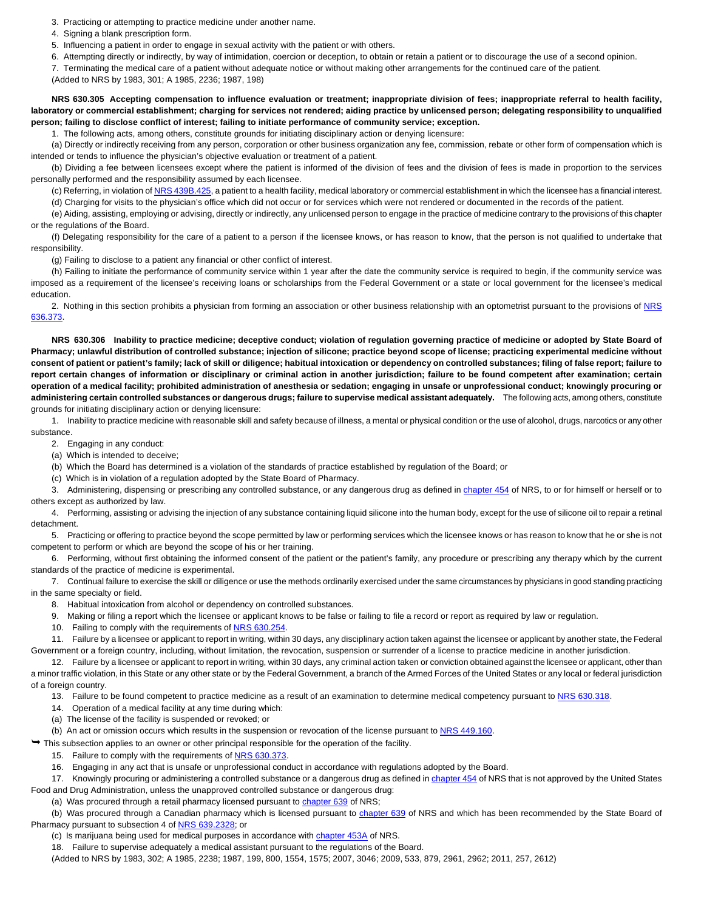3. Practicing or attempting to practice medicine under another name.

4. Signing a blank prescription form.

5. Influencing a patient in order to engage in sexual activity with the patient or with others.

6. Attempting directly or indirectly, by way of intimidation, coercion or deception, to obtain or retain a patient or to discourage the use of a second opinion.

7. Terminating the medical care of a patient without adequate notice or without making other arrangements for the continued care of the patient.

(Added to NRS by 1983, 301; A 1985, 2236; 1987, 198)

**NRS 630.305 Accepting compensation to influence evaluation or treatment; inappropriate division of fees; inappropriate referral to health facility, laboratory or commercial establishment; charging for services not rendered; aiding practice by unlicensed person; delegating responsibility to unqualified person; failing to disclose conflict of interest; failing to initiate performance of community service; exception.**

1. The following acts, among others, constitute grounds for initiating disciplinary action or denying licensure:

(a) Directly or indirectly receiving from any person, corporation or other business organization any fee, commission, rebate or other form of compensation which is intended or tends to influence the physician's objective evaluation or treatment of a patient.

(b) Dividing a fee between licensees except where the patient is informed of the division of fees and the division of fees is made in proportion to the services personally performed and the responsibility assumed by each licensee.

(c) Referring, in violation of NRS 439B.425, a patient to a health facility, medical laboratory or commercial establishment in which the licensee has a financial interest.

(d) Charging for visits to the physician's office which did not occur or for services which were not rendered or documented in the records of the patient.

(e) Aiding, assisting, employing or advising, directly or indirectly, any unlicensed person to engage in the practice of medicine contrary to the provisions of this chapter or the regulations of the Board.

(f) Delegating responsibility for the care of a patient to a person if the licensee knows, or has reason to know, that the person is not qualified to undertake that responsibility.

(g) Failing to disclose to a patient any financial or other conflict of interest.

(h) Failing to initiate the performance of community service within 1 year after the date the community service is required to begin, if the community service was imposed as a requirement of the licensee's receiving loans or scholarships from the Federal Government or a state or local government for the licensee's medical education.

2. Nothing in this section prohibits a physician from forming an association or other business relationship with an optometrist pursuant to the provisions of NRS 636.373.

**NRS 630.306 Inability to practice medicine; deceptive conduct; violation of regulation governing practice of medicine or adopted by State Board of Pharmacy; unlawful distribution of controlled substance; injection of silicone; practice beyond scope of license; practicing experimental medicine without consent of patient or patient's family; lack of skill or diligence; habitual intoxication or dependency on controlled substances; filing of false report; failure to report certain changes of information or disciplinary or criminal action in another jurisdiction; failure to be found competent after examination; certain operation of a medical facility; prohibited administration of anesthesia or sedation; engaging in unsafe or unprofessional conduct; knowingly procuring or administering certain controlled substances or dangerous drugs; failure to supervise medical assistant adequately.** The following acts, among others, constitute grounds for initiating disciplinary action or denying licensure:

1. Inability to practice medicine with reasonable skill and safety because of illness, a mental or physical condition or the use of alcohol, drugs, narcotics or any other substance.

2. Engaging in any conduct:

(a) Which is intended to deceive;

(b) Which the Board has determined is a violation of the standards of practice established by regulation of the Board; or

(c) Which is in violation of a regulation adopted by the State Board of Pharmacy.

3. Administering, dispensing or prescribing any controlled substance, or any dangerous drug as defined in chapter 454 of NRS, to or for himself or herself or to others except as authorized by law.

4. Performing, assisting or advising the injection of any substance containing liquid silicone into the human body, except for the use of silicone oil to repair a retinal detachment.

5. Practicing or offering to practice beyond the scope permitted by law or performing services which the licensee knows or has reason to know that he or she is not competent to perform or which are beyond the scope of his or her training.

6. Performing, without first obtaining the informed consent of the patient or the patient's family, any procedure or prescribing any therapy which by the current standards of the practice of medicine is experimental.

7. Continual failure to exercise the skill or diligence or use the methods ordinarily exercised under the same circumstances by physicians in good standing practicing in the same specialty or field.

8. Habitual intoxication from alcohol or dependency on controlled substances.

9. Making or filing a report which the licensee or applicant knows to be false or failing to file a record or report as required by law or regulation.

10. Failing to comply with the requirements of NRS 630.254.

11. Failure by a licensee or applicant to report in writing, within 30 days, any disciplinary action taken against the licensee or applicant by another state, the Federal Government or a foreign country, including, without limitation, the revocation, suspension or surrender of a license to practice medicine in another jurisdiction.

12. Failure by a licensee or applicant to report in writing, within 30 days, any criminal action taken or conviction obtained against the licensee or applicant, other than a minor traffic violation, in this State or any other state or by the Federal Government, a branch of the Armed Forces of the United States or any local or federal jurisdiction of a foreign country.

13. Failure to be found competent to practice medicine as a result of an examination to determine medical competency pursuant to NRS 630.318.

14. Operation of a medical facility at any time during which:

(a) The license of the facility is suspended or revoked; or

(b) An act or omission occurs which results in the suspension or revocation of the license pursuant to NRS 449.160.

➥ This subsection applies to an owner or other principal responsible for the operation of the facility.

15. Failure to comply with the requirements of NRS 630.373.

16. Engaging in any act that is unsafe or unprofessional conduct in accordance with regulations adopted by the Board.

17. Knowingly procuring or administering a controlled substance or a dangerous drug as defined in chapter 454 of NRS that is not approved by the United States Food and Drug Administration, unless the unapproved controlled substance or dangerous drug:

(a) Was procured through a retail pharmacy licensed pursuant to chapter 639 of NRS;

(b) Was procured through a Canadian pharmacy which is licensed pursuant to chapter 639 of NRS and which has been recommended by the State Board of Pharmacy pursuant to subsection 4 of NRS 639.2328; or

(c) Is marijuana being used for medical purposes in accordance with chapter 453A of NRS.

18. Failure to supervise adequately a medical assistant pursuant to the regulations of the Board.

(Added to NRS by 1983, 302; A 1985, 2238; 1987, 199, 800, 1554, 1575; 2007, 3046; 2009, 533, 879, 2961, 2962; 2011, 257, 2612)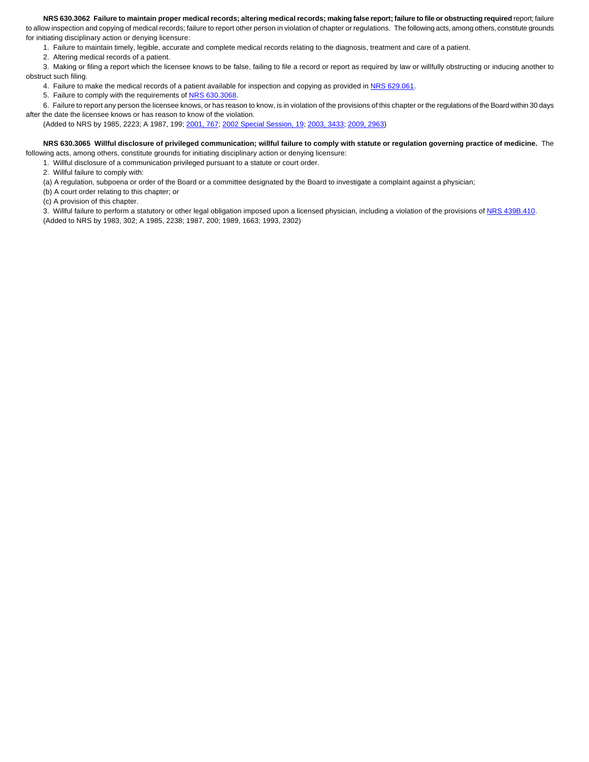**NRS 630.3062 Failure to maintain proper medical records; altering medical records; making false report; failure to file or obstructing required** report; failure to allow inspection and copying of medical records; failure to report other person in violation of chapter or regulations. The following acts, among others, constitute grounds for initiating disciplinary action or denying licensure:

1. Failure to maintain timely, legible, accurate and complete medical records relating to the diagnosis, treatment and care of a patient.

2. Altering medical records of a patient.

3. Making or filing a report which the licensee knows to be false, failing to file a record or report as required by law or willfully obstructing or inducing another to obstruct such filing.

4. Failure to make the medical records of a patient available for inspection and copying as provided in NRS 629.061.

5. Failure to comply with the requirements of NRS 630.3068.

6. Failure to report any person the licensee knows, or has reason to know, is in violation of the provisions of this chapter or the regulations of the Board within 30 days after the date the licensee knows or has reason to know of the violation.

(Added to NRS by 1985, 2223; A 1987, 199; 2001, 767; 2002 Special Session, 19; 2003, 3433; 2009, 2963)

**NRS 630.3065 Willful disclosure of privileged communication; willful failure to comply with statute or regulation governing practice of medicine.** The following acts, among others, constitute grounds for initiating disciplinary action or denying licensure:

1. Willful disclosure of a communication privileged pursuant to a statute or court order.

2. Willful failure to comply with:

(a) A regulation, subpoena or order of the Board or a committee designated by the Board to investigate a complaint against a physician;

(b) A court order relating to this chapter; or

(c) A provision of this chapter.

3. Willful failure to perform a statutory or other legal obligation imposed upon a licensed physician, including a violation of the provisions of NRS 439B.410.

(Added to NRS by 1983, 302; A 1985, 2238; 1987, 200; 1989, 1663; 1993, 2302)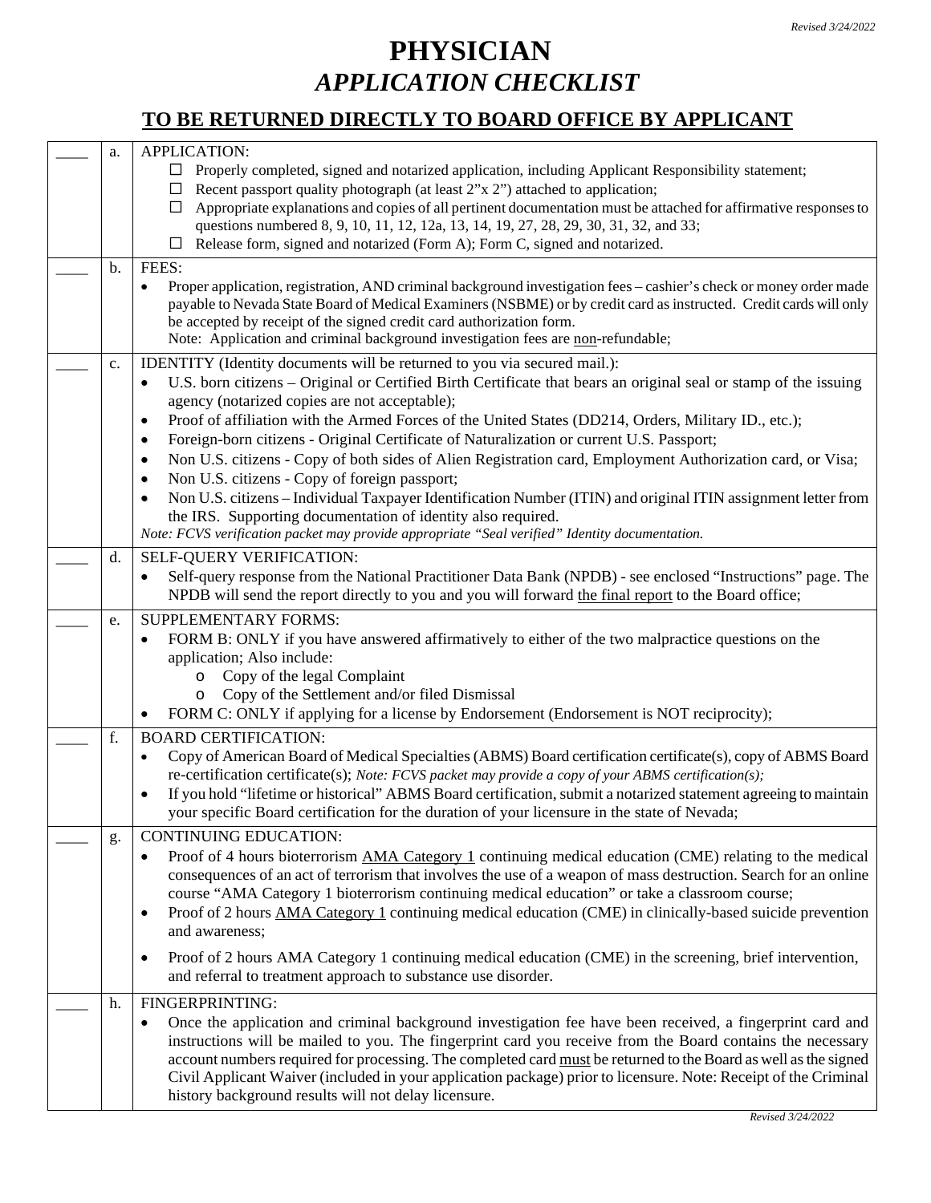# PHYSICIAN
## *APPLICATION CHECKLIST*

## TO BE RETURNED DIRECTLY TO BOARD OFFICE BY APPLICANT

| | | |
|---|---|---|
| ____ | a. | APPLICATION:<br>☐ Properly completed, signed and notarized application, including Applicant Responsibility statement;<br>☐ Recent passport quality photograph (at least 2"x 2") attached to application;<br>☐ Appropriate explanations and copies of all pertinent documentation must be attached for affirmative responses to questions numbered 8, 9, 10, 11, 12, 12a, 13, 14, 19, 27, 28, 29, 30, 31, 32, and 33;<br>☐ Release form, signed and notarized (Form A); Form C, signed and notarized. |
| ____ | b. | FEES:<br>• Proper application, registration, AND criminal background investigation fees – cashier's check or money order made payable to Nevada State Board of Medical Examiners (NSBME) or by credit card as instructed. Credit cards will only be accepted by receipt of the signed credit card authorization form.<br>Note: Application and criminal background investigation fees are <u>non</u>-refundable; |
| ____ | c. | IDENTITY (Identity documents will be returned to you via secured mail.):<br>• U.S. born citizens – Original or Certified Birth Certificate that bears an original seal or stamp of the issuing agency (notarized copies are not acceptable);<br>• Proof of affiliation with the Armed Forces of the United States (DD214, Orders, Military ID., etc.);<br>• Foreign-born citizens - Original Certificate of Naturalization or current U.S. Passport;<br>• Non U.S. citizens - Copy of both sides of Alien Registration card, Employment Authorization card, or Visa;<br>• Non U.S. citizens - Copy of foreign passport;<br>• Non U.S. citizens – Individual Taxpayer Identification Number (ITIN) and original ITIN assignment letter from the IRS. Supporting documentation of identity also required.<br>*Note: FCVS verification packet may provide appropriate "Seal verified" Identity documentation.* |
| ____ | d. | SELF-QUERY VERIFICATION:<br>• Self-query response from the National Practitioner Data Bank (NPDB) - see enclosed "Instructions" page. The NPDB will send the report directly to you and you will forward <u>the final report</u> to the Board office; |
| ____ | e. | SUPPLEMENTARY FORMS:<br>• FORM B: ONLY if you have answered affirmatively to either of the two malpractice questions on the application; Also include:<br>  o Copy of the legal Complaint<br>  o Copy of the Settlement and/or filed Dismissal<br>• FORM C: ONLY if applying for a license by Endorsement (Endorsement is NOT reciprocity); |
| ____ | f. | BOARD CERTIFICATION:<br>• Copy of American Board of Medical Specialties (ABMS) Board certification certificate(s), copy of ABMS Board re-certification certificate(s); *Note: FCVS packet may provide a copy of your ABMS certification(s);*<br>• If you hold "lifetime or historical" ABMS Board certification, submit a notarized statement agreeing to maintain your specific Board certification for the duration of your licensure in the state of Nevada; |
| ____ | g. | CONTINUING EDUCATION:<br>• Proof of 4 hours bioterrorism <u>AMA Category 1</u> continuing medical education (CME) relating to the medical consequences of an act of terrorism that involves the use of a weapon of mass destruction. Search for an online course "AMA Category 1 bioterrorism continuing medical education" or take a classroom course;<br>• Proof of 2 hours <u>AMA Category 1</u> continuing medical education (CME) in clinically-based suicide prevention and awareness;<br>• Proof of 2 hours AMA Category 1 continuing medical education (CME) in the screening, brief intervention, and referral to treatment approach to substance use disorder. |
| ____ | h. | FINGERPRINTING:<br>• Once the application and criminal background investigation fee have been received, a fingerprint card and instructions will be mailed to you. The fingerprint card you receive from the Board contains the necessary account numbers required for processing. The completed card <u>must</u> be returned to the Board as well as the signed Civil Applicant Waiver (included in your application package) prior to licensure. Note: Receipt of the Criminal history background results will not delay licensure. |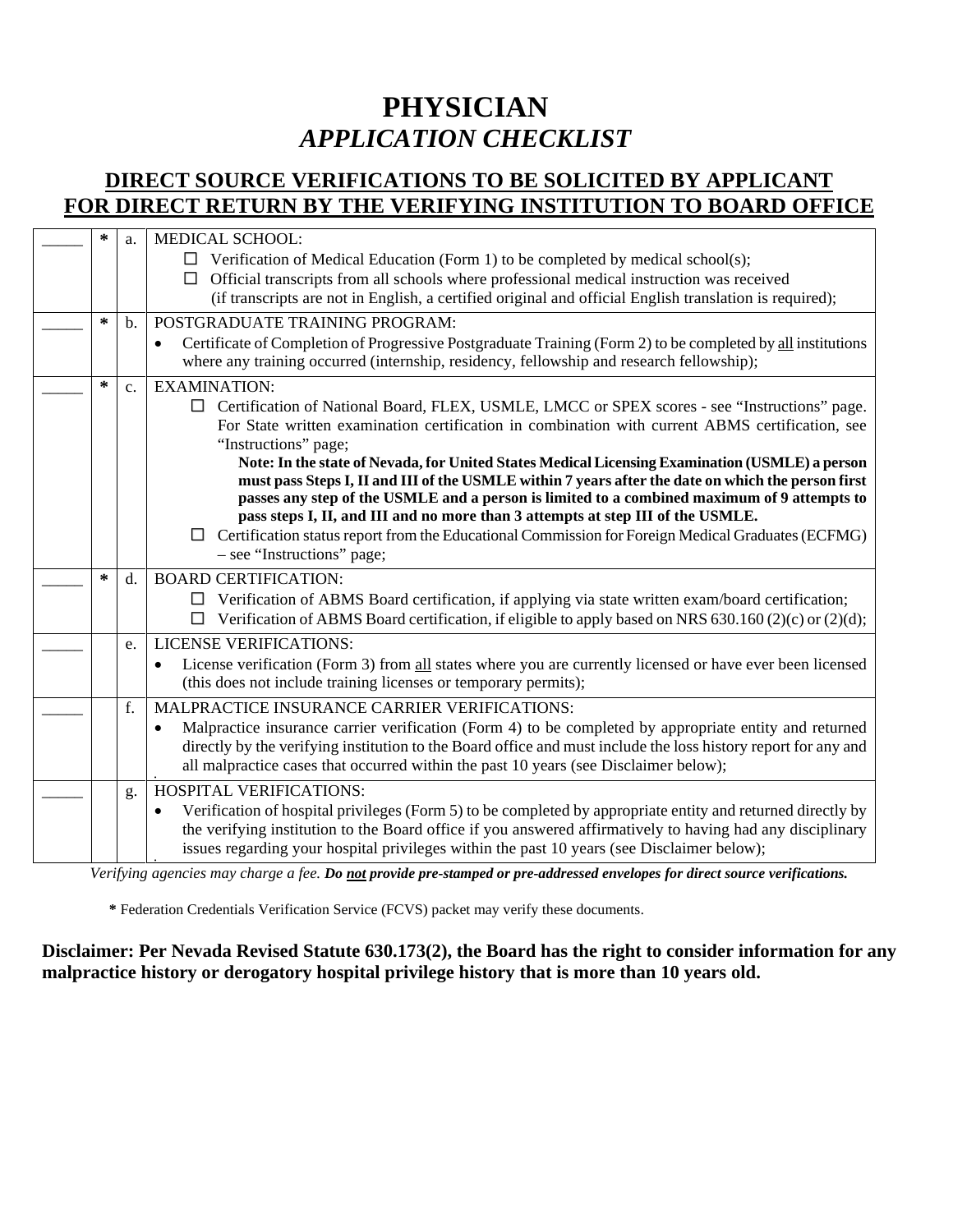# PHYSICIAN
## *APPLICATION CHECKLIST*

## DIRECT SOURCE VERIFICATIONS TO BE SOLICITED BY APPLICANT FOR DIRECT RETURN BY THE VERIFYING INSTITUTION TO BOARD OFFICE

| | | | |
|---|---|---|---|
| _____ | * | a. | MEDICAL SCHOOL:<br>☐ Verification of Medical Education (Form 1) to be completed by medical school(s);<br>☐ Official transcripts from all schools where professional medical instruction was received (if transcripts are not in English, a certified original and official English translation is required); |
| _____ | * | b. | POSTGRADUATE TRAINING PROGRAM:<br>• Certificate of Completion of Progressive Postgraduate Training (Form 2) to be completed by all institutions where any training occurred (internship, residency, fellowship and research fellowship); |
| _____ | * | c. | EXAMINATION:<br>☐ Certification of National Board, FLEX, USMLE, LMCC or SPEX scores - see "Instructions" page. For State written examination certification in combination with current ABMS certification, see "Instructions" page;<br>**Note: In the state of Nevada, for United States Medical Licensing Examination (USMLE) a person must pass Steps I, II and III of the USMLE within 7 years after the date on which the person first passes any step of the USMLE and a person is limited to a combined maximum of 9 attempts to pass steps I, II, and III and no more than 3 attempts at step III of the USMLE.**<br>☐ Certification status report from the Educational Commission for Foreign Medical Graduates (ECFMG) – see "Instructions" page; |
| _____ | * | d. | BOARD CERTIFICATION:<br>☐ Verification of ABMS Board certification, if applying via state written exam/board certification;<br>☐ Verification of ABMS Board certification, if eligible to apply based on NRS 630.160 (2)(c) or (2)(d); |
| _____ | | e. | LICENSE VERIFICATIONS:<br>• License verification (Form 3) from all states where you are currently licensed or have ever been licensed (this does not include training licenses or temporary permits); |
| _____ | | f. | MALPRACTICE INSURANCE CARRIER VERIFICATIONS:<br>• Malpractice insurance carrier verification (Form 4) to be completed by appropriate entity and returned directly by the verifying institution to the Board office and must include the loss history report for any and all malpractice cases that occurred within the past 10 years (see Disclaimer below); |
| _____ | | g. | HOSPITAL VERIFICATIONS:<br>• Verification of hospital privileges (Form 5) to be completed by appropriate entity and returned directly by the verifying institution to the Board office if you answered affirmatively to having had any disciplinary issues regarding your hospital privileges within the past 10 years (see Disclaimer below); |

*Verifying agencies may charge a fee.* ***Do not provide pre-stamped or pre-addressed envelopes for direct source verifications.***

**\*** Federation Credentials Verification Service (FCVS) packet may verify these documents.

**Disclaimer: Per Nevada Revised Statute 630.173(2), the Board has the right to consider information for any malpractice history or derogatory hospital privilege history that is more than 10 years old.**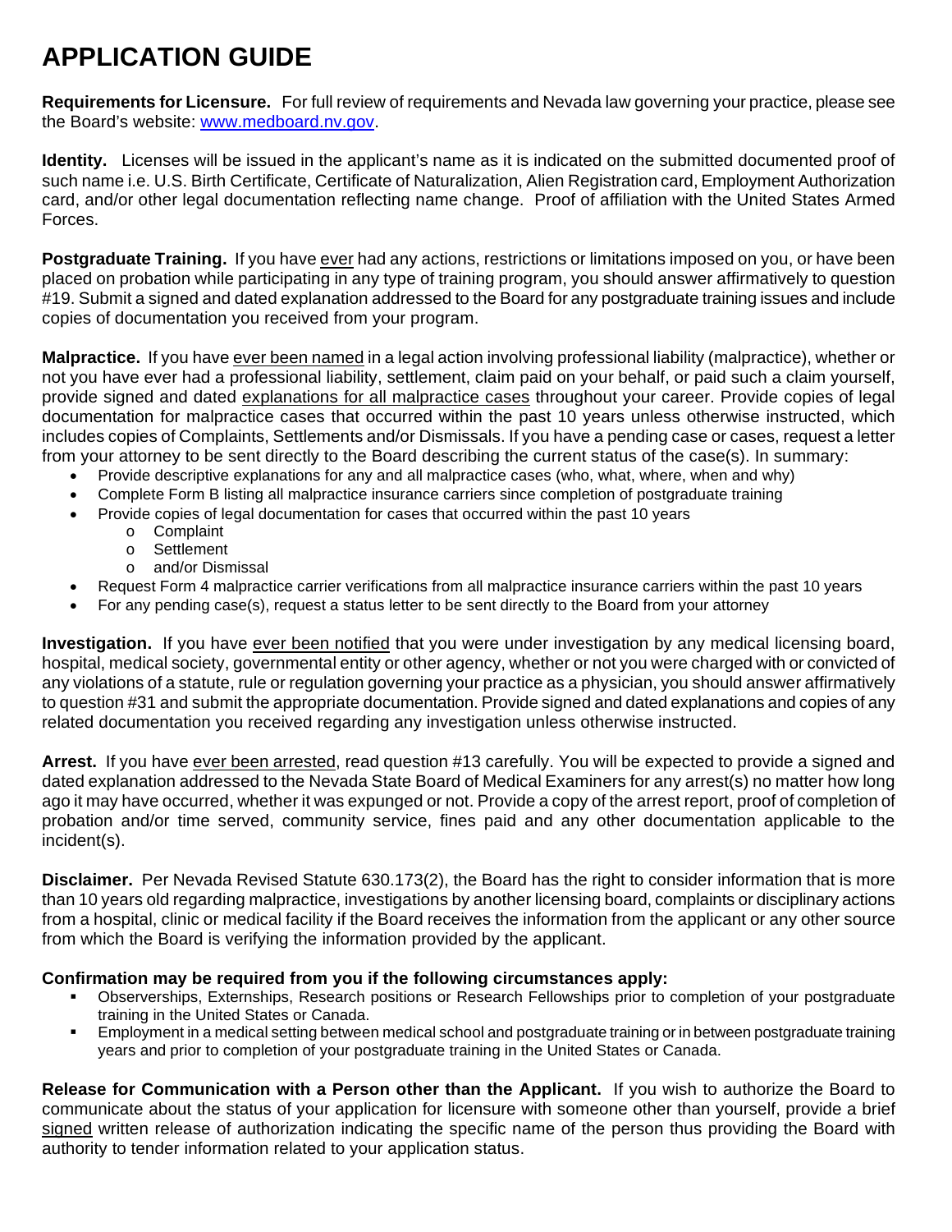# APPLICATION GUIDE

**Requirements for Licensure.** For full review of requirements and Nevada law governing your practice, please see the Board's website: [www.medboard.nv.gov](http://www.medboard.nv.gov).

**Identity.** Licenses will be issued in the applicant's name as it is indicated on the submitted documented proof of such name i.e. U.S. Birth Certificate, Certificate of Naturalization, Alien Registration card, Employment Authorization card, and/or other legal documentation reflecting name change. Proof of affiliation with the United States Armed Forces.

**Postgraduate Training.** If you have ever had any actions, restrictions or limitations imposed on you, or have been placed on probation while participating in any type of training program, you should answer affirmatively to question #19. Submit a signed and dated explanation addressed to the Board for any postgraduate training issues and include copies of documentation you received from your program.

**Malpractice.** If you have ever been named in a legal action involving professional liability (malpractice), whether or not you have ever had a professional liability, settlement, claim paid on your behalf, or paid such a claim yourself, provide signed and dated explanations for all malpractice cases throughout your career. Provide copies of legal documentation for malpractice cases that occurred within the past 10 years unless otherwise instructed, which includes copies of Complaints, Settlements and/or Dismissals. If you have a pending case or cases, request a letter from your attorney to be sent directly to the Board describing the current status of the case(s). In summary:

- Provide descriptive explanations for any and all malpractice cases (who, what, where, when and why)
- Complete Form B listing all malpractice insurance carriers since completion of postgraduate training
- Provide copies of legal documentation for cases that occurred within the past 10 years
  - Complaint
  - Settlement
  - and/or Dismissal
- Request Form 4 malpractice carrier verifications from all malpractice insurance carriers within the past 10 years
- For any pending case(s), request a status letter to be sent directly to the Board from your attorney

**Investigation.** If you have ever been notified that you were under investigation by any medical licensing board, hospital, medical society, governmental entity or other agency, whether or not you were charged with or convicted of any violations of a statute, rule or regulation governing your practice as a physician, you should answer affirmatively to question #31 and submit the appropriate documentation. Provide signed and dated explanations and copies of any related documentation you received regarding any investigation unless otherwise instructed.

**Arrest.** If you have ever been arrested, read question #13 carefully. You will be expected to provide a signed and dated explanation addressed to the Nevada State Board of Medical Examiners for any arrest(s) no matter how long ago it may have occurred, whether it was expunged or not. Provide a copy of the arrest report, proof of completion of probation and/or time served, community service, fines paid and any other documentation applicable to the incident(s).

**Disclaimer.** Per Nevada Revised Statute 630.173(2), the Board has the right to consider information that is more than 10 years old regarding malpractice, investigations by another licensing board, complaints or disciplinary actions from a hospital, clinic or medical facility if the Board receives the information from the applicant or any other source from which the Board is verifying the information provided by the applicant.

**Confirmation may be required from you if the following circumstances apply:**

- Observerships, Externships, Research positions or Research Fellowships prior to completion of your postgraduate training in the United States or Canada.
- Employment in a medical setting between medical school and postgraduate training or in between postgraduate training years and prior to completion of your postgraduate training in the United States or Canada.

**Release for Communication with a Person other than the Applicant.** If you wish to authorize the Board to communicate about the status of your application for licensure with someone other than yourself, provide a brief signed written release of authorization indicating the specific name of the person thus providing the Board with authority to tender information related to your application status.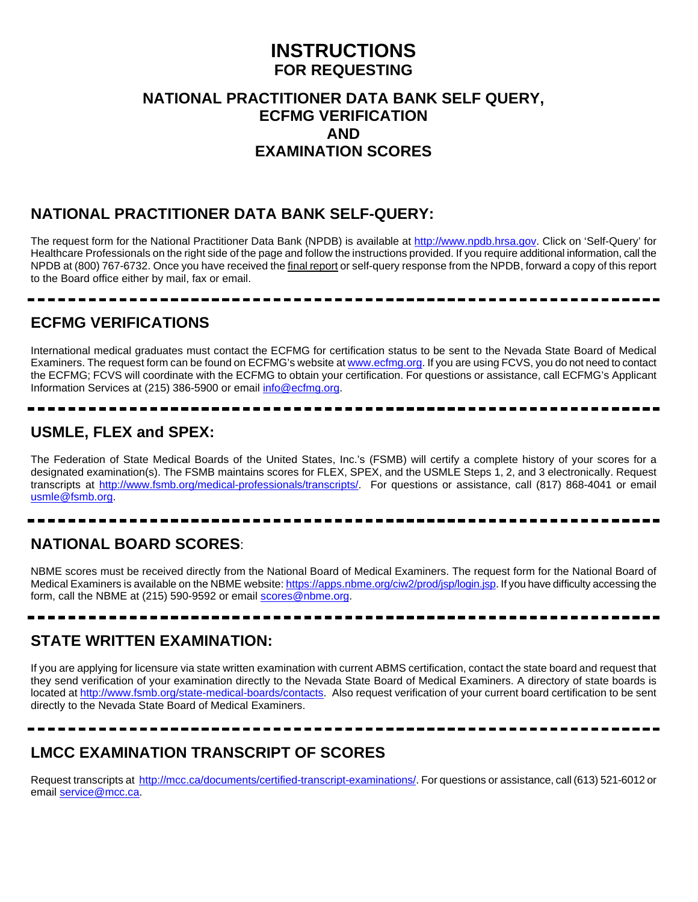# INSTRUCTIONS
## FOR REQUESTING

## NATIONAL PRACTITIONER DATA BANK SELF QUERY, ECFMG VERIFICATION AND EXAMINATION SCORES

## NATIONAL PRACTITIONER DATA BANK SELF-QUERY:

The request form for the National Practitioner Data Bank (NPDB) is available at http://www.npdb.hrsa.gov. Click on 'Self-Query' for Healthcare Professionals on the right side of the page and follow the instructions provided. If you require additional information, call the NPDB at (800) 767-6732. Once you have received the final report or self-query response from the NPDB, forward a copy of this report to the Board office either by mail, fax or email.

---

## ECFMG VERIFICATIONS

International medical graduates must contact the ECFMG for certification status to be sent to the Nevada State Board of Medical Examiners. The request form can be found on ECFMG's website at www.ecfmg.org. If you are using FCVS, you do not need to contact the ECFMG; FCVS will coordinate with the ECFMG to obtain your certification. For questions or assistance, call ECFMG's Applicant Information Services at (215) 386-5900 or email info@ecfmg.org.

---

## USMLE, FLEX and SPEX:

The Federation of State Medical Boards of the United States, Inc.'s (FSMB) will certify a complete history of your scores for a designated examination(s). The FSMB maintains scores for FLEX, SPEX, and the USMLE Steps 1, 2, and 3 electronically. Request transcripts at http://www.fsmb.org/medical-professionals/transcripts/. For questions or assistance, call (817) 868-4041 or email usmle@fsmb.org.

---

## NATIONAL BOARD SCORES:

NBME scores must be received directly from the National Board of Medical Examiners. The request form for the National Board of Medical Examiners is available on the NBME website: https://apps.nbme.org/ciw2/prod/jsp/login.jsp. If you have difficulty accessing the form, call the NBME at (215) 590-9592 or email scores@nbme.org.

---

## STATE WRITTEN EXAMINATION:

If you are applying for licensure via state written examination with current ABMS certification, contact the state board and request that they send verification of your examination directly to the Nevada State Board of Medical Examiners. A directory of state boards is located at http://www.fsmb.org/state-medical-boards/contacts. Also request verification of your current board certification to be sent directly to the Nevada State Board of Medical Examiners.

---

## LMCC EXAMINATION TRANSCRIPT OF SCORES

Request transcripts at http://mcc.ca/documents/certified-transcript-examinations/. For questions or assistance, call (613) 521-6012 or email service@mcc.ca.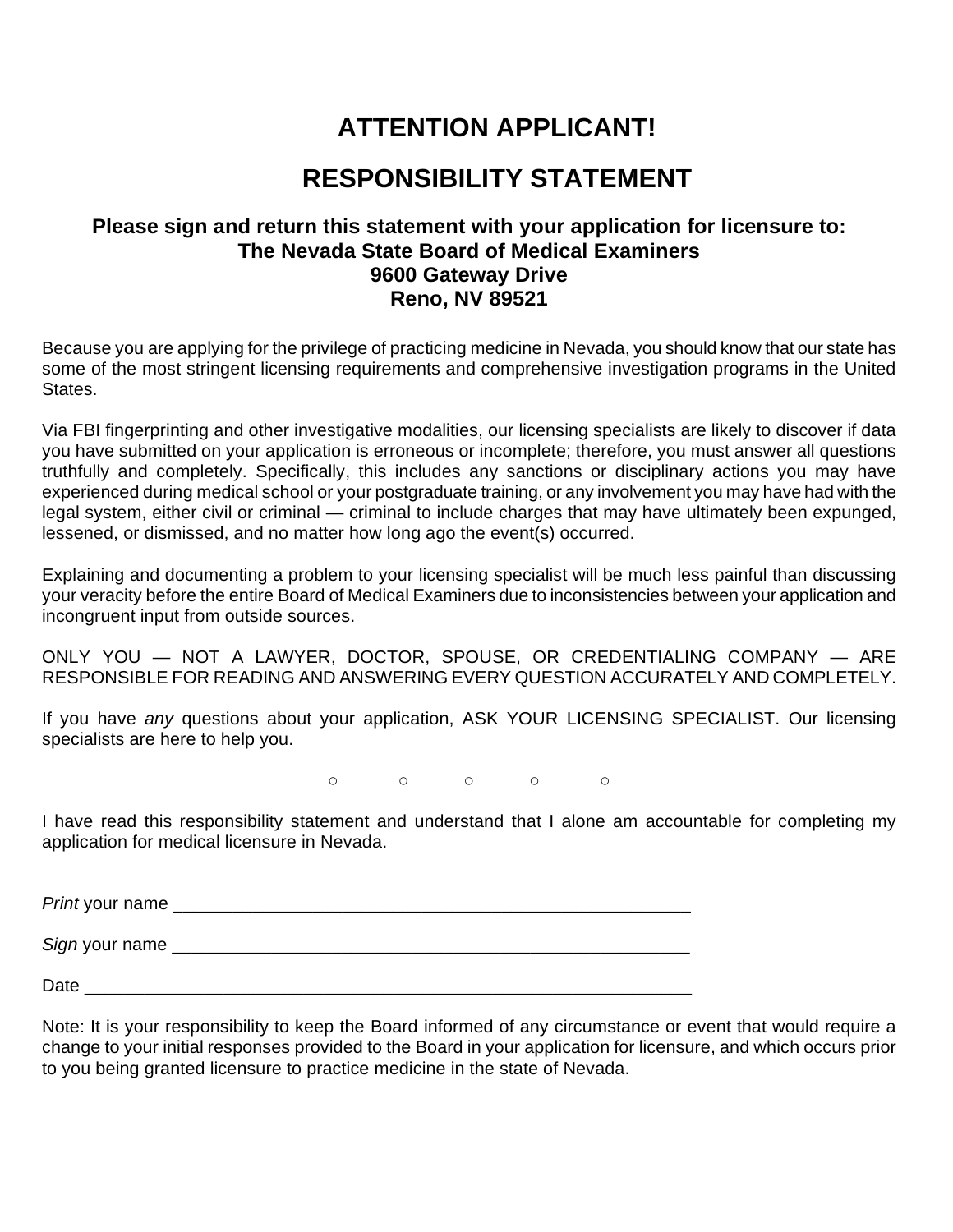# ATTENTION APPLICANT!

# RESPONSIBILITY STATEMENT

**Please sign and return this statement with your application for licensure to:**
**The Nevada State Board of Medical Examiners**
**9600 Gateway Drive**
**Reno, NV 89521**

Because you are applying for the privilege of practicing medicine in Nevada, you should know that our state has some of the most stringent licensing requirements and comprehensive investigation programs in the United States.

Via FBI fingerprinting and other investigative modalities, our licensing specialists are likely to discover if data you have submitted on your application is erroneous or incomplete; therefore, you must answer all questions truthfully and completely. Specifically, this includes any sanctions or disciplinary actions you may have experienced during medical school or your postgraduate training, or any involvement you may have had with the legal system, either civil or criminal — criminal to include charges that may have ultimately been expunged, lessened, or dismissed, and no matter how long ago the event(s) occurred.

Explaining and documenting a problem to your licensing specialist will be much less painful than discussing your veracity before the entire Board of Medical Examiners due to inconsistencies between your application and incongruent input from outside sources.

ONLY YOU — NOT A LAWYER, DOCTOR, SPOUSE, OR CREDENTIALING COMPANY — ARE RESPONSIBLE FOR READING AND ANSWERING EVERY QUESTION ACCURATELY AND COMPLETELY.

If you have *any* questions about your application, ASK YOUR LICENSING SPECIALIST. Our licensing specialists are here to help you.

○ ○ ○ ○ ○

I have read this responsibility statement and understand that I alone am accountable for completing my application for medical licensure in Nevada.

*Print* your name ______________________________________________________

*Sign* your name ______________________________________________________

Date ______________________________________________________________

Note: It is your responsibility to keep the Board informed of any circumstance or event that would require a change to your initial responses provided to the Board in your application for licensure, and which occurs prior to you being granted licensure to practice medicine in the state of Nevada.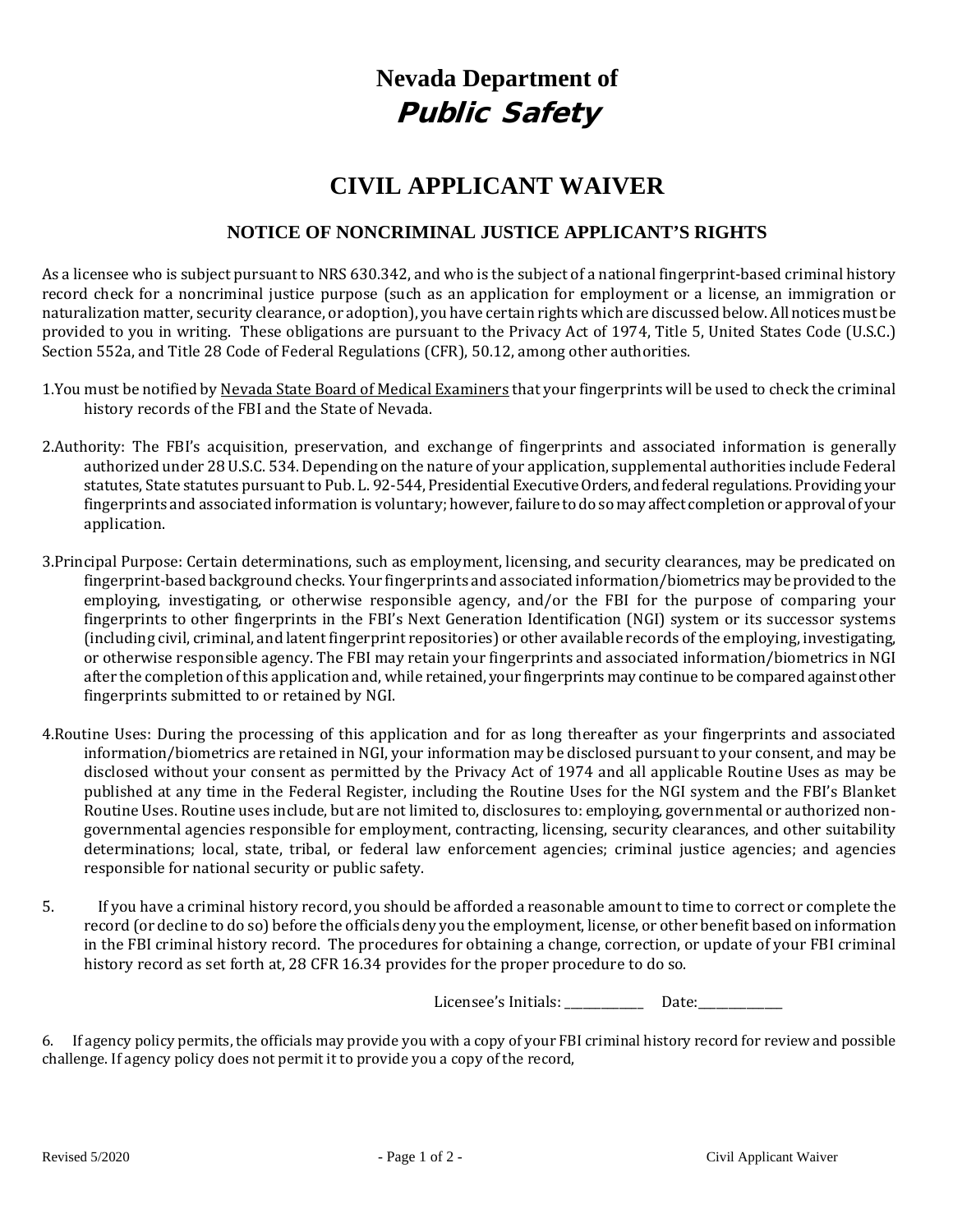# Nevada Department of
## *Public Safety*

## CIVIL APPLICANT WAIVER

### NOTICE OF NONCRIMINAL JUSTICE APPLICANT'S RIGHTS

As a licensee who is subject pursuant to NRS 630.342, and who is the subject of a national fingerprint-based criminal history record check for a noncriminal justice purpose (such as an application for employment or a license, an immigration or naturalization matter, security clearance, or adoption), you have certain rights which are discussed below. All notices must be provided to you in writing. These obligations are pursuant to the Privacy Act of 1974, Title 5, United States Code (U.S.C.) Section 552a, and Title 28 Code of Federal Regulations (CFR), 50.12, among other authorities.

1. You must be notified by <u>Nevada State Board of Medical Examiners</u> that your fingerprints will be used to check the criminal history records of the FBI and the State of Nevada.

2. Authority: The FBI's acquisition, preservation, and exchange of fingerprints and associated information is generally authorized under 28 U.S.C. 534. Depending on the nature of your application, supplemental authorities include Federal statutes, State statutes pursuant to Pub. L. 92-544, Presidential Executive Orders, and federal regulations. Providing your fingerprints and associated information is voluntary; however, failure to do so may affect completion or approval of your application.

3. Principal Purpose: Certain determinations, such as employment, licensing, and security clearances, may be predicated on fingerprint-based background checks. Your fingerprints and associated information/biometrics may be provided to the employing, investigating, or otherwise responsible agency, and/or the FBI for the purpose of comparing your fingerprints to other fingerprints in the FBI's Next Generation Identification (NGI) system or its successor systems (including civil, criminal, and latent fingerprint repositories) or other available records of the employing, investigating, or otherwise responsible agency. The FBI may retain your fingerprints and associated information/biometrics in NGI after the completion of this application and, while retained, your fingerprints may continue to be compared against other fingerprints submitted to or retained by NGI.

4. Routine Uses: During the processing of this application and for as long thereafter as your fingerprints and associated information/biometrics are retained in NGI, your information may be disclosed pursuant to your consent, and may be disclosed without your consent as permitted by the Privacy Act of 1974 and all applicable Routine Uses as may be published at any time in the Federal Register, including the Routine Uses for the NGI system and the FBI's Blanket Routine Uses. Routine uses include, but are not limited to, disclosures to: employing, governmental or authorized non-governmental agencies responsible for employment, contracting, licensing, security clearances, and other suitability determinations; local, state, tribal, or federal law enforcement agencies; criminal justice agencies; and agencies responsible for national security or public safety.

5. If you have a criminal history record, you should be afforded a reasonable amount to time to correct or complete the record (or decline to do so) before the officials deny you the employment, license, or other benefit based on information in the FBI criminal history record. The procedures for obtaining a change, correction, or update of your FBI criminal history record as set forth at, 28 CFR 16.34 provides for the proper procedure to do so.

Licensee's Initials: ____________ Date:____________

6. If agency policy permits, the officials may provide you with a copy of your FBI criminal history record for review and possible challenge. If agency policy does not permit it to provide you a copy of the record,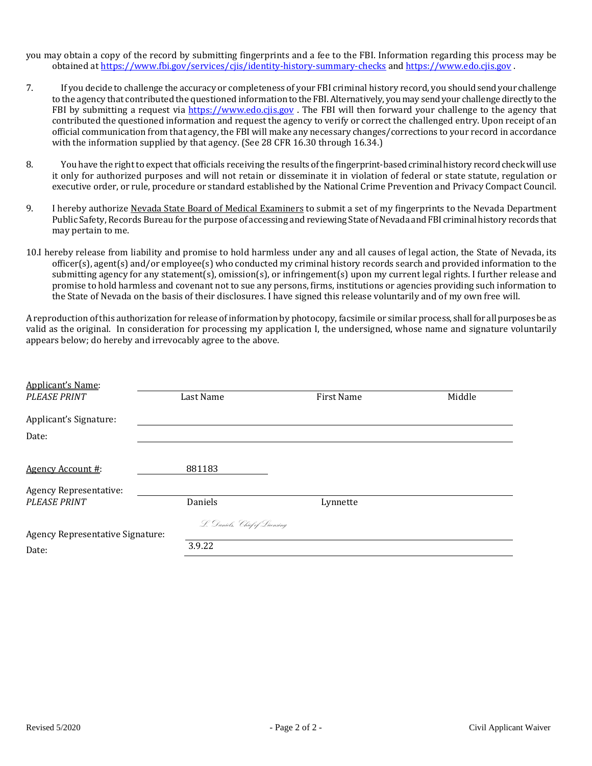you may obtain a copy of the record by submitting fingerprints and a fee to the FBI. Information regarding this process may be obtained at https://www.fbi.gov/services/cjis/identity-history-summary-checks and https://www.edo.cjis.gov .

7. If you decide to challenge the accuracy or completeness of your FBI criminal history record, you should send your challenge to the agency that contributed the questioned information to the FBI. Alternatively, you may send your challenge directly to the FBI by submitting a request via https://www.edo.cjis.gov . The FBI will then forward your challenge to the agency that contributed the questioned information and request the agency to verify or correct the challenged entry. Upon receipt of an official communication from that agency, the FBI will make any necessary changes/corrections to your record in accordance with the information supplied by that agency. (See 28 CFR 16.30 through 16.34.)

8. You have the right to expect that officials receiving the results of the fingerprint-based criminal history record check will use it only for authorized purposes and will not retain or disseminate it in violation of federal or state statute, regulation or executive order, or rule, procedure or standard established by the National Crime Prevention and Privacy Compact Council.

9. I hereby authorize <u>Nevada State Board of Medical Examiners</u> to submit a set of my fingerprints to the Nevada Department Public Safety, Records Bureau for the purpose of accessing and reviewing State of Nevada and FBI criminal history records that may pertain to me.

10. I hereby release from liability and promise to hold harmless under any and all causes of legal action, the State of Nevada, its officer(s), agent(s) and/or employee(s) who conducted my criminal history records search and provided information to the submitting agency for any statement(s), omission(s), or infringement(s) upon my current legal rights. I further release and promise to hold harmless and covenant not to sue any persons, firms, institutions or agencies providing such information to the State of Nevada on the basis of their disclosures. I have signed this release voluntarily and of my own free will.

A reproduction of this authorization for release of information by photocopy, facsimile or similar process, shall for all purposes be as valid as the original. In consideration for processing my application I, the undersigned, whose name and signature voluntarily appears below; do hereby and irrevocably agree to the above.

<u>Applicant's Name</u>:
*PLEASE PRINT* ______________________________
Last Name First Name Middle

Applicant's Signature: ______________________________

Date: ______________________________

<u>Agency Account #</u>: 881183

Agency Representative:
*PLEASE PRINT*
Daniels Lynnette

Agency Representative Signature: L. Daniels, Chief of Licensing

Date: 3.9.22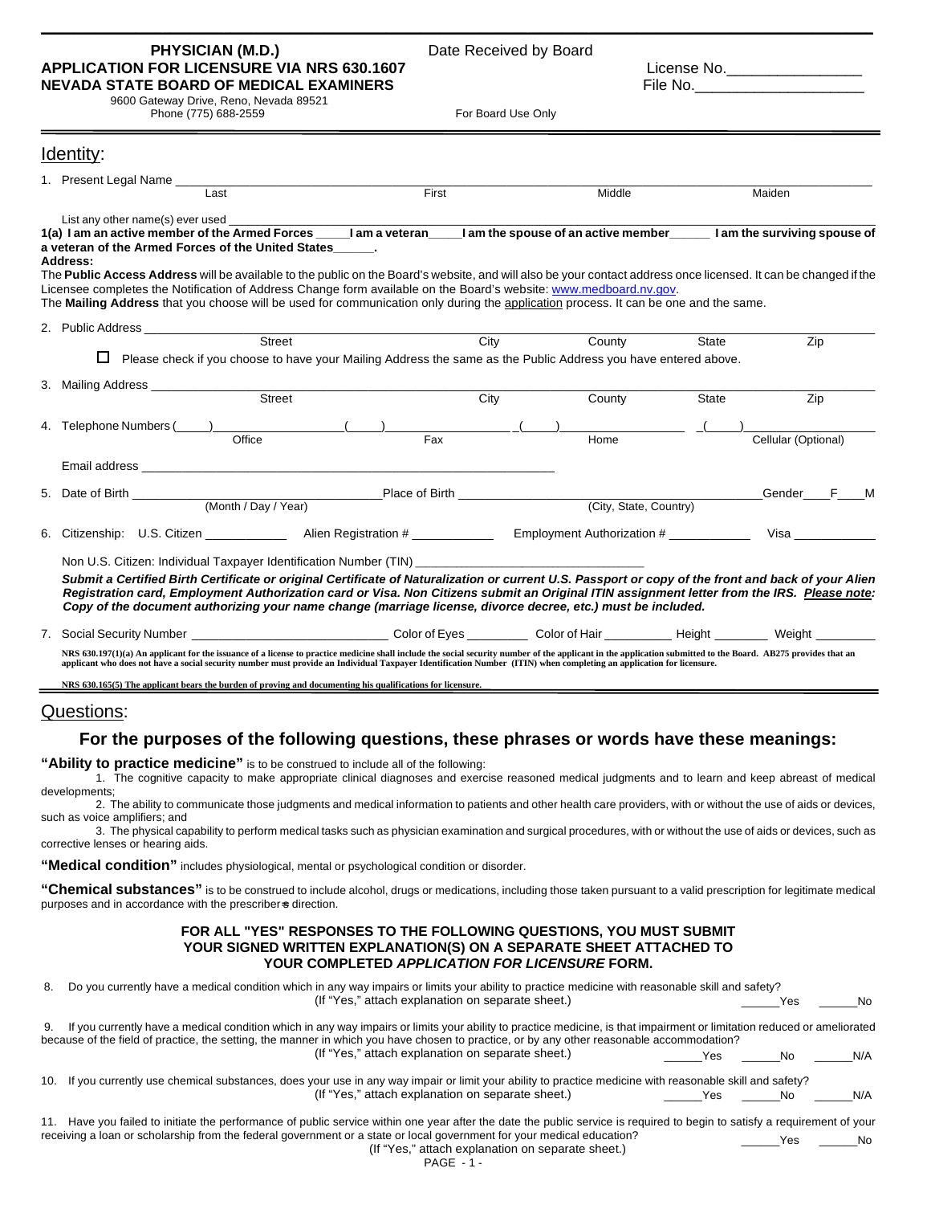**PHYSICIAN (M.D.)**
**APPLICATION FOR LICENSURE VIA NRS 630.1607**
**NEVADA STATE BOARD OF MEDICAL EXAMINERS**
9600 Gateway Drive, Reno, Nevada 89521
Phone (775) 688-2559

Date Received by Board

For Board Use Only

License No.________________
File No.____________________

## Identity:

1. Present Legal Name ________________________________________________
   Last / First / Middle / Maiden

   List any other name(s) ever used ________________________________________________

**1(a) I am an active member of the Armed Forces _____ I am a veteran_____ I am the spouse of an active member______ I am the surviving spouse of a veteran of the Armed Forces of the United States______.**

**Address:**

The **Public Access Address** will be available to the public on the Board's website, and will also be your contact address once licensed. It can be changed if the Licensee completes the Notification of Address Change form available on the Board's website: www.medboard.nv.gov.

The **Mailing Address** that you choose will be used for communication only during the application process. It can be one and the same.

2. Public Address ________________________________________________
   Street / City / County / State / Zip

   ☐ Please check if you choose to have your Mailing Address the same as the Public Address you have entered above.

3. Mailing Address ________________________________________________
   Street / City / County / State / Zip

4. Telephone Numbers (____)______________ (____)______________ (____)______________ (____)______________
   Office / Fax / Home / Cellular (Optional)

   Email address ________________________________________________

5. Date of Birth ______________________ Place of Birth ______________________ Gender____F____M
   (Month / Day / Year) / (City, State, Country)

6. Citizenship: U.S. Citizen ____________ Alien Registration # ____________ Employment Authorization # ____________ Visa ____________

   Non U.S. Citizen: Individual Taxpayer Identification Number (TIN) ________________________________

   ***Submit a Certified Birth Certificate or original Certificate of Naturalization or current U.S. Passport or copy of the front and back of your Alien Registration card, Employment Authorization card or Visa. Non Citizens submit an Original ITIN assignment letter from the IRS. Please note: Copy of the document authorizing your name change (marriage license, divorce decree, etc.) must be included.***

7. Social Security Number ______________________ Color of Eyes _________ Color of Hair _________ Height ________ Weight ________

   **NRS 630.197(1)(a) An applicant for the issuance of a license to practice medicine shall include the social security number of the applicant in the application submitted to the Board. AB275 provides that an applicant who does not have a social security number must provide an Individual Taxpayer Identification Number (ITIN) when completing an application for licensure.**

   **NRS 630.165(5) The applicant bears the burden of proving and documenting his qualifications for licensure.**

## Questions:

### For the purposes of the following questions, these phrases or words have these meanings:

**"Ability to practice medicine"** is to be construed to include all of the following:

1. The cognitive capacity to make appropriate clinical diagnoses and exercise reasoned medical judgments and to learn and keep abreast of medical developments;
2. The ability to communicate those judgments and medical information to patients and other health care providers, with or without the use of aids or devices, such as voice amplifiers; and
3. The physical capability to perform medical tasks such as physician examination and surgical procedures, with or without the use of aids or devices, such as corrective lenses or hearing aids.

**"Medical condition"** includes physiological, mental or psychological condition or disorder.

**"Chemical substances"** is to be construed to include alcohol, drugs or medications, including those taken pursuant to a valid prescription for legitimate medical purposes and in accordance with the prescriber's direction.

**FOR ALL "YES" RESPONSES TO THE FOLLOWING QUESTIONS, YOU MUST SUBMIT YOUR SIGNED WRITTEN EXPLANATION(S) ON A SEPARATE SHEET ATTACHED TO YOUR COMPLETED *APPLICATION FOR LICENSURE* FORM.**

8. Do you currently have a medical condition which in any way impairs or limits your ability to practice medicine with reasonable skill and safety?
   (If "Yes," attach explanation on separate sheet.) ______Yes ______No

9. If you currently have a medical condition which in any way impairs or limits your ability to practice medicine, is that impairment or limitation reduced or ameliorated because of the field of practice, the setting, the manner in which you have chosen to practice, or by any other reasonable accommodation?
   (If "Yes," attach explanation on separate sheet.) ______Yes ______No ______N/A

10. If you currently use chemical substances, does your use in any way impair or limit your ability to practice medicine with reasonable skill and safety?
    (If "Yes," attach explanation on separate sheet.) ______Yes ______No ______N/A

11. Have you failed to initiate the performance of public service within one year after the date the public service is required to begin to satisfy a requirement of your receiving a loan or scholarship from the federal government or a state or local government for your medical education?
    (If "Yes," attach explanation on separate sheet.) ______Yes ______No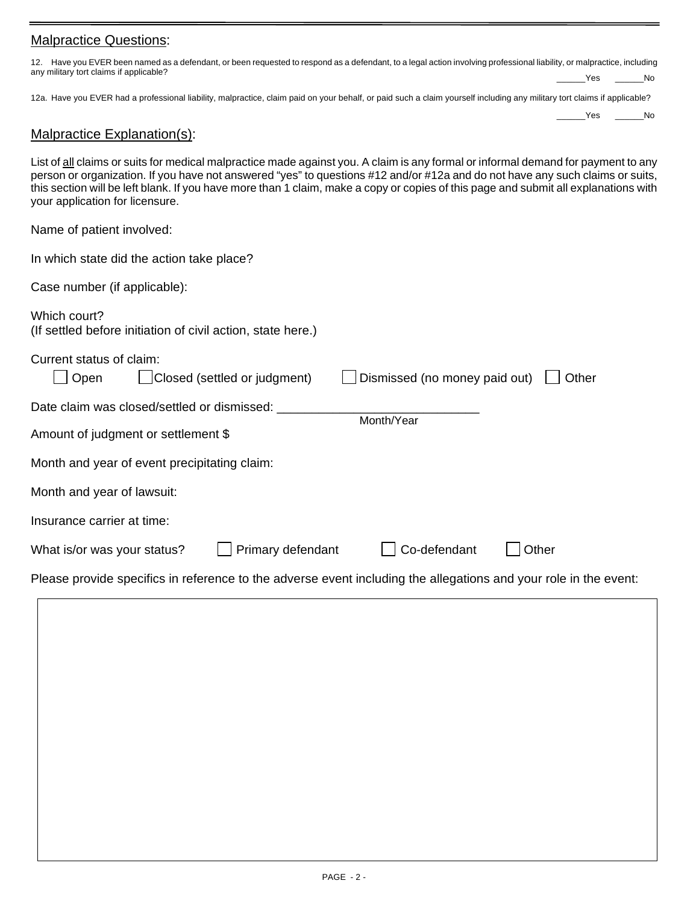## Malpractice Questions:

12. Have you EVER been named as a defendant, or been requested to respond as a defendant, to a legal action involving professional liability, or malpractice, including any military tort claims if applicable?

______Yes ______No

12a. Have you EVER had a professional liability, malpractice, claim paid on your behalf, or paid such a claim yourself including any military tort claims if applicable?

______Yes ______No

## Malpractice Explanation(s):

List of all claims or suits for medical malpractice made against you. A claim is any formal or informal demand for payment to any person or organization. If you have not answered "yes" to questions #12 and/or #12a and do not have any such claims or suits, this section will be left blank. If you have more than 1 claim, make a copy or copies of this page and submit all explanations with your application for licensure.

Name of patient involved:

In which state did the action take place?

Case number (if applicable):

Which court?
(If settled before initiation of civil action, state here.)

Current status of claim:

☐ Open ☐ Closed (settled or judgment) ☐ Dismissed (no money paid out) ☐ Other

Date claim was closed/settled or dismissed: ____________________________
Month/Year

Amount of judgment or settlement $

Month and year of event precipitating claim:

Month and year of lawsuit:

Insurance carrier at time:

What is/or was your status? ☐ Primary defendant ☐ Co-defendant ☐ Other

Please provide specifics in reference to the adverse event including the allegations and your role in the event: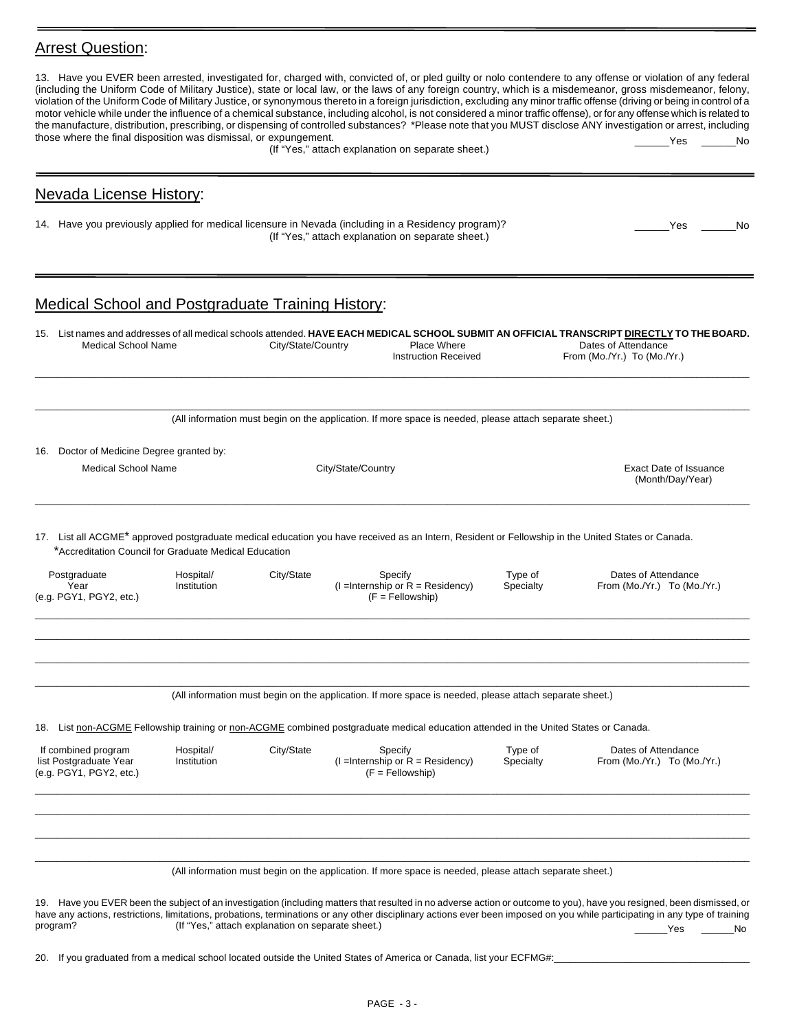## Arrest Question:

13. Have you EVER been arrested, investigated for, charged with, convicted of, or pled guilty or nolo contendere to any offense or violation of any federal (including the Uniform Code of Military Justice), state or local law, or the laws of any foreign country, which is a misdemeanor, gross misdemeanor, felony, violation of the Uniform Code of Military Justice, or synonymous thereto in a foreign jurisdiction, excluding any minor traffic offense (driving or being in control of a motor vehicle while under the influence of a chemical substance, including alcohol, is not considered a minor traffic offense), or for any offense which is related to the manufacture, distribution, prescribing, or dispensing of controlled substances? *Please note that you MUST disclose ANY investigation or arrest, including those where the final disposition was dismissal, or expungement.

(If "Yes," attach explanation on separate sheet.) ______Yes ______No

## Nevada License History:

14. Have you previously applied for medical licensure in Nevada (including in a Residency program)?

(If "Yes," attach explanation on separate sheet.) ______Yes ______No

## Medical School and Postgraduate Training History:

15. List names and addresses of all medical schools attended. **HAVE EACH MEDICAL SCHOOL SUBMIT AN OFFICIAL TRANSCRIPT DIRECTLY TO THE BOARD.**

| Medical School Name | City/State/Country | Place Where Instruction Received | Dates of Attendance From (Mo./Yr.) To (Mo./Yr.) |
| --- | --- | --- | --- |
| | | | |
| | | | |

(All information must begin on the application. If more space is needed, please attach separate sheet.)

16. Doctor of Medicine Degree granted by:

| Medical School Name | City/State/Country | Exact Date of Issuance (Month/Day/Year) |
| --- | --- | --- |
| | | |

17. List all ACGME* approved postgraduate medical education you have received as an Intern, Resident or Fellowship in the United States or Canada.

*Accreditation Council for Graduate Medical Education

| Postgraduate Year (e.g. PGY1, PGY2, etc.) | Hospital/ Institution | City/State | Specify (I =Internship or R = Residency) (F = Fellowship) | Type of Specialty | Dates of Attendance From (Mo./Yr.) To (Mo./Yr.) |
| --- | --- | --- | --- | --- | --- |
| | | | | | |
| | | | | | |
| | | | | | |
| | | | | | |

(All information must begin on the application. If more space is needed, please attach separate sheet.)

18. List non-ACGME Fellowship training or non-ACGME combined postgraduate medical education attended in the United States or Canada.

| If combined program list Postgraduate Year (e.g. PGY1, PGY2, etc.) | Hospital/ Institution | City/State | Specify (I =Internship or R = Residency) (F = Fellowship) | Type of Specialty | Dates of Attendance From (Mo./Yr.) To (Mo./Yr.) |
| --- | --- | --- | --- | --- | --- |
| | | | | | |
| | | | | | |
| | | | | | |
| | | | | | |

(All information must begin on the application. If more space is needed, please attach separate sheet.)

19. Have you EVER been the subject of an investigation (including matters that resulted in no adverse action or outcome to you), have you resigned, been dismissed, or have any actions, restrictions, limitations, probations, terminations or any other disciplinary actions ever been imposed on you while participating in any type of training program? (If "Yes," attach explanation on separate sheet.) ______Yes ______No

20. If you graduated from a medical school located outside the United States of America or Canada, list your ECFMG#:____________________________________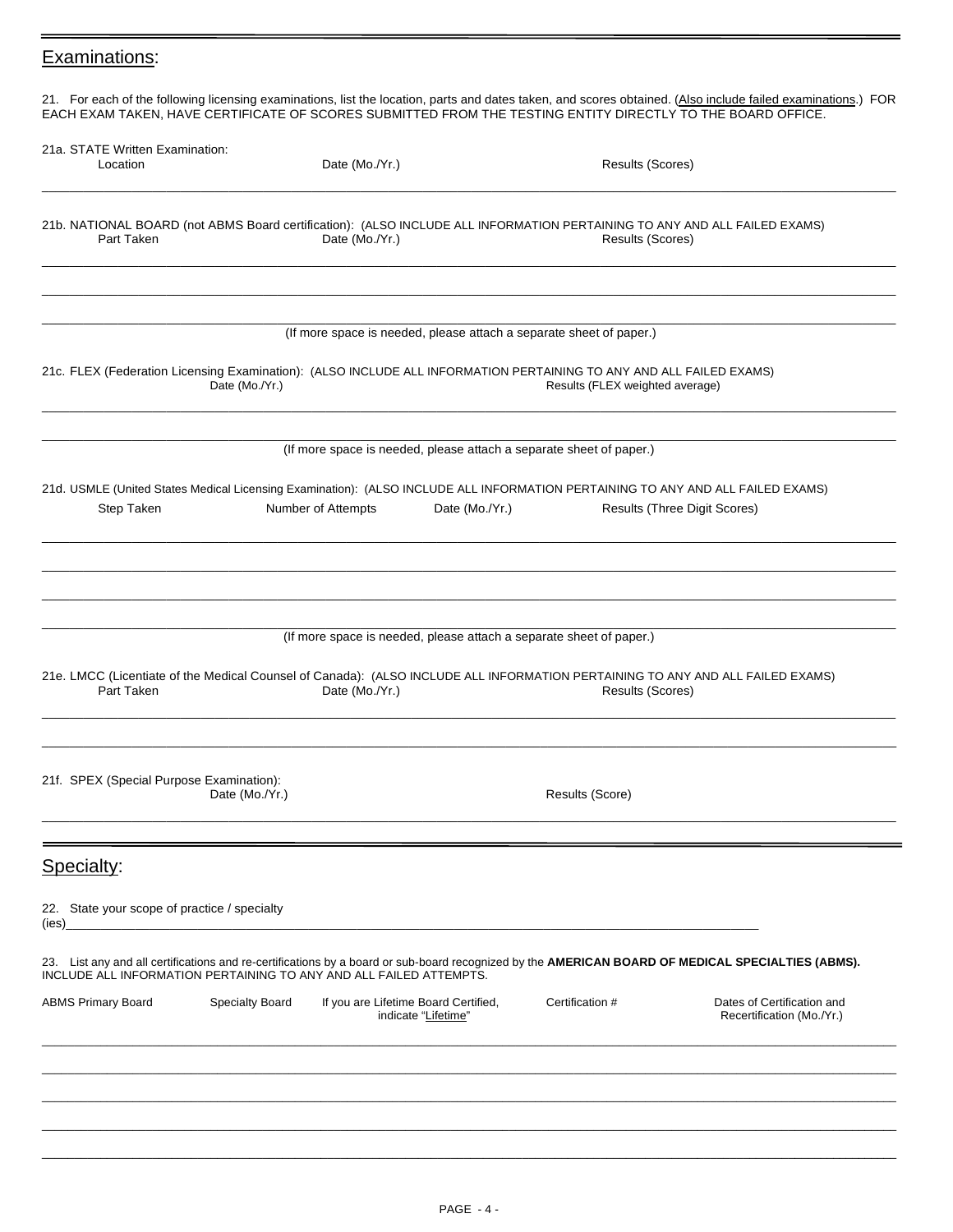## Examinations:

21. For each of the following licensing examinations, list the location, parts and dates taken, and scores obtained. (Also include failed examinations.) FOR EACH EXAM TAKEN, HAVE CERTIFICATE OF SCORES SUBMITTED FROM THE TESTING ENTITY DIRECTLY TO THE BOARD OFFICE.

21a. STATE Written Examination:

| Location | Date (Mo./Yr.) | Results (Scores) |
|---|---|---|
| | | |

21b. NATIONAL BOARD (not ABMS Board certification): (ALSO INCLUDE ALL INFORMATION PERTAINING TO ANY AND ALL FAILED EXAMS)

| Part Taken | Date (Mo./Yr.) | Results (Scores) |
|---|---|---|
| | | |
| | | |
| | | |

(If more space is needed, please attach a separate sheet of paper.)

21c. FLEX (Federation Licensing Examination): (ALSO INCLUDE ALL INFORMATION PERTAINING TO ANY AND ALL FAILED EXAMS)

| Date (Mo./Yr.) | Results (FLEX weighted average) |
|---|---|
| | |
| | |

(If more space is needed, please attach a separate sheet of paper.)

21d. USMLE (United States Medical Licensing Examination): (ALSO INCLUDE ALL INFORMATION PERTAINING TO ANY AND ALL FAILED EXAMS)

| Step Taken | Number of Attempts | Date (Mo./Yr.) | Results (Three Digit Scores) |
|---|---|---|---|
| | | | |
| | | | |
| | | | |
| | | | |

(If more space is needed, please attach a separate sheet of paper.)

21e. LMCC (Licentiate of the Medical Counsel of Canada): (ALSO INCLUDE ALL INFORMATION PERTAINING TO ANY AND ALL FAILED EXAMS)

| Part Taken | Date (Mo./Yr.) | Results (Scores) |
|---|---|---|
| | | |
| | | |

21f. SPEX (Special Purpose Examination):

| Date (Mo./Yr.) | Results (Score) |
|---|---|
| | |

## Specialty:

22. State your scope of practice / specialty (ies)\_\_\_\_\_\_\_\_\_\_\_\_\_\_\_\_\_\_\_\_\_\_\_\_\_\_\_\_\_\_\_\_\_\_\_\_\_\_\_\_

23. List any and all certifications and re-certifications by a board or sub-board recognized by the **AMERICAN BOARD OF MEDICAL SPECIALTIES (ABMS).** INCLUDE ALL INFORMATION PERTAINING TO ANY AND ALL FAILED ATTEMPTS.

| ABMS Primary Board | Specialty Board | If you are Lifetime Board Certified, indicate "Lifetime" | Certification # | Dates of Certification and Recertification (Mo./Yr.) |
|---|---|---|---|---|
| | | | | |
| | | | | |
| | | | | |
| | | | | |
| | | | | |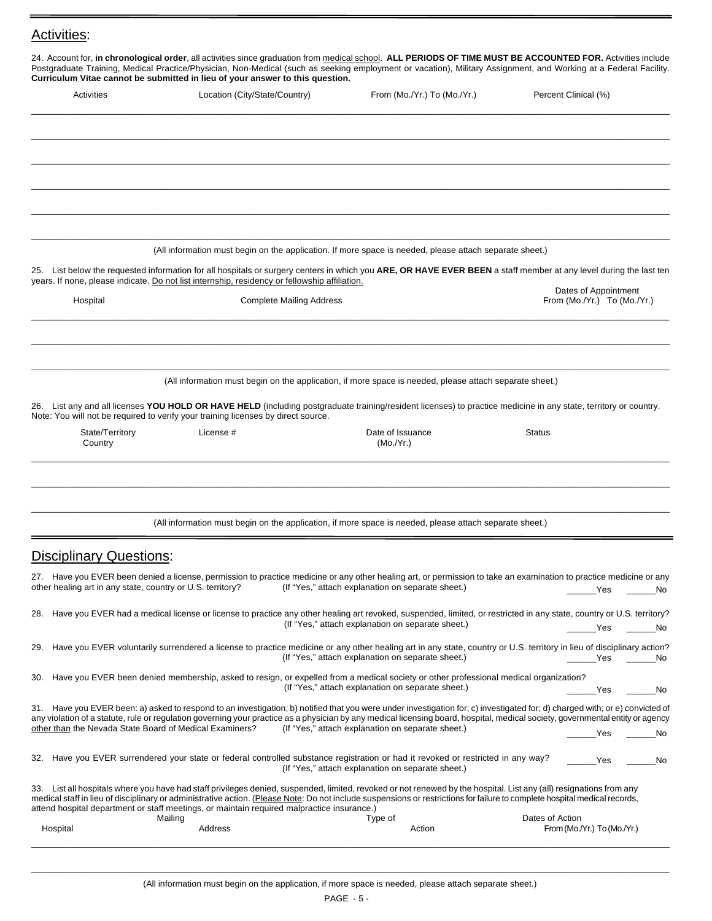## Activities:

24. Account for, **in chronological order**, all activities since graduation from medical school. **ALL PERIODS OF TIME MUST BE ACCOUNTED FOR.** Activities include Postgraduate Training, Medical Practice/Physician, Non-Medical (such as seeking employment or vacation), Military Assignment, and Working at a Federal Facility. **Curriculum Vitae cannot be submitted in lieu of your answer to this question.**

| Activities | Location (City/State/Country) | From (Mo./Yr.) To (Mo./Yr.) | Percent Clinical (%) |
|---|---|---|---|
| | | | |
| | | | |
| | | | |
| | | | |
| | | | |
| | | | |

(All information must begin on the application. If more space is needed, please attach separate sheet.)

25. List below the requested information for all hospitals or surgery centers in which you **ARE, OR HAVE EVER BEEN** a staff member at any level during the last ten years. If none, please indicate. Do not list internship, residency or fellowship affiliation.

| Hospital | Complete Mailing Address | Dates of Appointment From (Mo./Yr.) To (Mo./Yr.) |
|---|---|---|
| | | |
| | | |
| | | |

(All information must begin on the application, if more space is needed, please attach separate sheet.)

26. List any and all licenses **YOU HOLD OR HAVE HELD** (including postgraduate training/resident licenses) to practice medicine in any state, territory or country. Note: You will not be required to verify your training licenses by direct source.

| State/Territory Country | License # | Date of Issuance (Mo./Yr.) | Status |
|---|---|---|---|
| | | | |
| | | | |
| | | | |

(All information must begin on the application, if more space is needed, please attach separate sheet.)

## Disciplinary Questions:

27. Have you EVER been denied a license, permission to practice medicine or any other healing art, or permission to take an examination to practice medicine or any other healing art in any state, country or U.S. territory? (If "Yes," attach explanation on separate sheet.) ______Yes ______No

28. Have you EVER had a medical license or license to practice any other healing art revoked, suspended, limited, or restricted in any state, country or U.S. territory? (If "Yes," attach explanation on separate sheet.) ______Yes ______No

29. Have you EVER voluntarily surrendered a license to practice medicine or any other healing art in any state, country or U.S. territory in lieu of disciplinary action? (If "Yes," attach explanation on separate sheet.) ______Yes ______No

30. Have you EVER been denied membership, asked to resign, or expelled from a medical society or other professional medical organization? (If "Yes," attach explanation on separate sheet.) ______Yes ______No

31. Have you EVER been: a) asked to respond to an investigation; b) notified that you were under investigation for; c) investigated for; d) charged with; or e) convicted of any violation of a statute, rule or regulation governing your practice as a physician by any medical licensing board, hospital, medical society, governmental entity or agency other than the Nevada State Board of Medical Examiners? (If "Yes," attach explanation on separate sheet.) ______Yes ______No

32. Have you EVER surrendered your state or federal controlled substance registration or had it revoked or restricted in any way? (If "Yes," attach explanation on separate sheet.) ______Yes ______No

33. List all hospitals where you have had staff privileges denied, suspended, limited, revoked or not renewed by the hospital. List any (all) resignations from any medical staff in lieu of disciplinary or administrative action. (Please Note: Do not include suspensions or restrictions for failure to complete hospital medical records, attend hospital department or staff meetings, or maintain required malpractice insurance.)

| Hospital | Mailing Address | Type of Action | Dates of Action From (Mo./Yr.) To (Mo./Yr.) |
|---|---|---|---|
| | | | |
| | | | |

(All information must begin on the application, if more space is needed, please attach separate sheet.)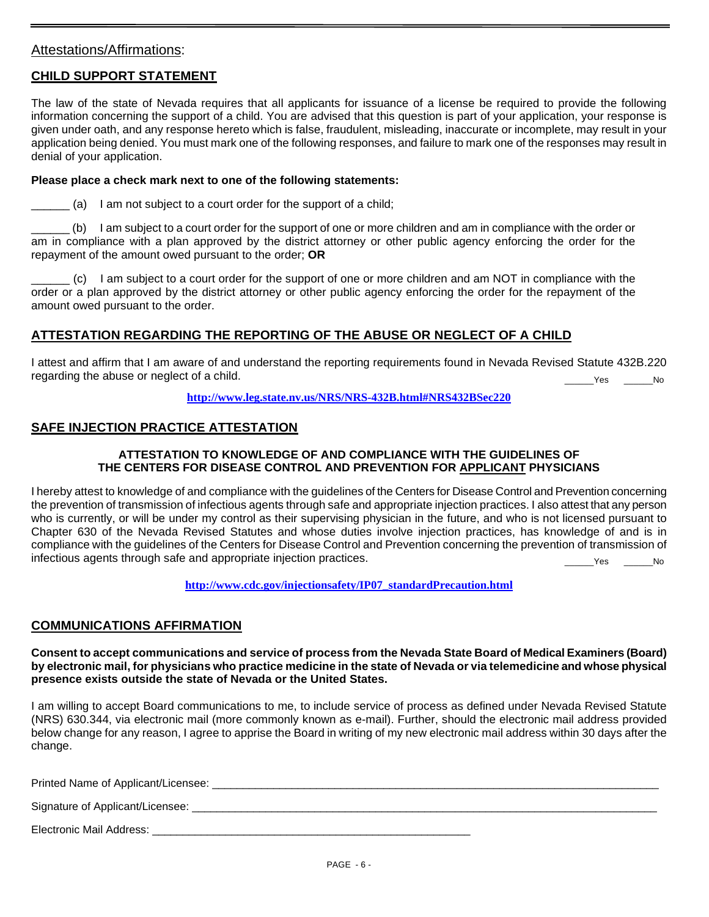## Attestations/Affirmations:

### CHILD SUPPORT STATEMENT

The law of the state of Nevada requires that all applicants for issuance of a license be required to provide the following information concerning the support of a child. You are advised that this question is part of your application, your response is given under oath, and any response hereto which is false, fraudulent, misleading, inaccurate or incomplete, may result in your application being denied. You must mark one of the following responses, and failure to mark one of the responses may result in denial of your application.

**Please place a check mark next to one of the following statements:**

______ (a) I am not subject to a court order for the support of a child;

______ (b) I am subject to a court order for the support of one or more children and am in compliance with the order or am in compliance with a plan approved by the district attorney or other public agency enforcing the order for the repayment of the amount owed pursuant to the order; **OR**

______ (c) I am subject to a court order for the support of one or more children and am NOT in compliance with the order or a plan approved by the district attorney or other public agency enforcing the order for the repayment of the amount owed pursuant to the order.

### ATTESTATION REGARDING THE REPORTING OF THE ABUSE OR NEGLECT OF A CHILD

I attest and affirm that I am aware of and understand the reporting requirements found in Nevada Revised Statute 432B.220 regarding the abuse or neglect of a child. ______Yes ______No

**http://www.leg.state.nv.us/NRS/NRS-432B.html#NRS432BSec220**

### SAFE INJECTION PRACTICE ATTESTATION

**ATTESTATION TO KNOWLEDGE OF AND COMPLIANCE WITH THE GUIDELINES OF THE CENTERS FOR DISEASE CONTROL AND PREVENTION FOR APPLICANT PHYSICIANS**

I hereby attest to knowledge of and compliance with the guidelines of the Centers for Disease Control and Prevention concerning the prevention of transmission of infectious agents through safe and appropriate injection practices. I also attest that any person who is currently, or will be under my control as their supervising physician in the future, and who is not licensed pursuant to Chapter 630 of the Nevada Revised Statutes and whose duties involve injection practices, has knowledge of and is in compliance with the guidelines of the Centers for Disease Control and Prevention concerning the prevention of transmission of infectious agents through safe and appropriate injection practices. ______Yes ______No

**http://www.cdc.gov/injectionsafety/IP07_standardPrecaution.html**

### COMMUNICATIONS AFFIRMATION

**Consent to accept communications and service of process from the Nevada State Board of Medical Examiners (Board) by electronic mail, for physicians who practice medicine in the state of Nevada or via telemedicine and whose physical presence exists outside the state of Nevada or the United States.**

I am willing to accept Board communications to me, to include service of process as defined under Nevada Revised Statute (NRS) 630.344, via electronic mail (more commonly known as e-mail). Further, should the electronic mail address provided below change for any reason, I agree to apprise the Board in writing of my new electronic mail address within 30 days after the change.

Printed Name of Applicant/Licensee: ______________________________________________

Signature of Applicant/Licensee: ______________________________________________

Electronic Mail Address: ______________________________________________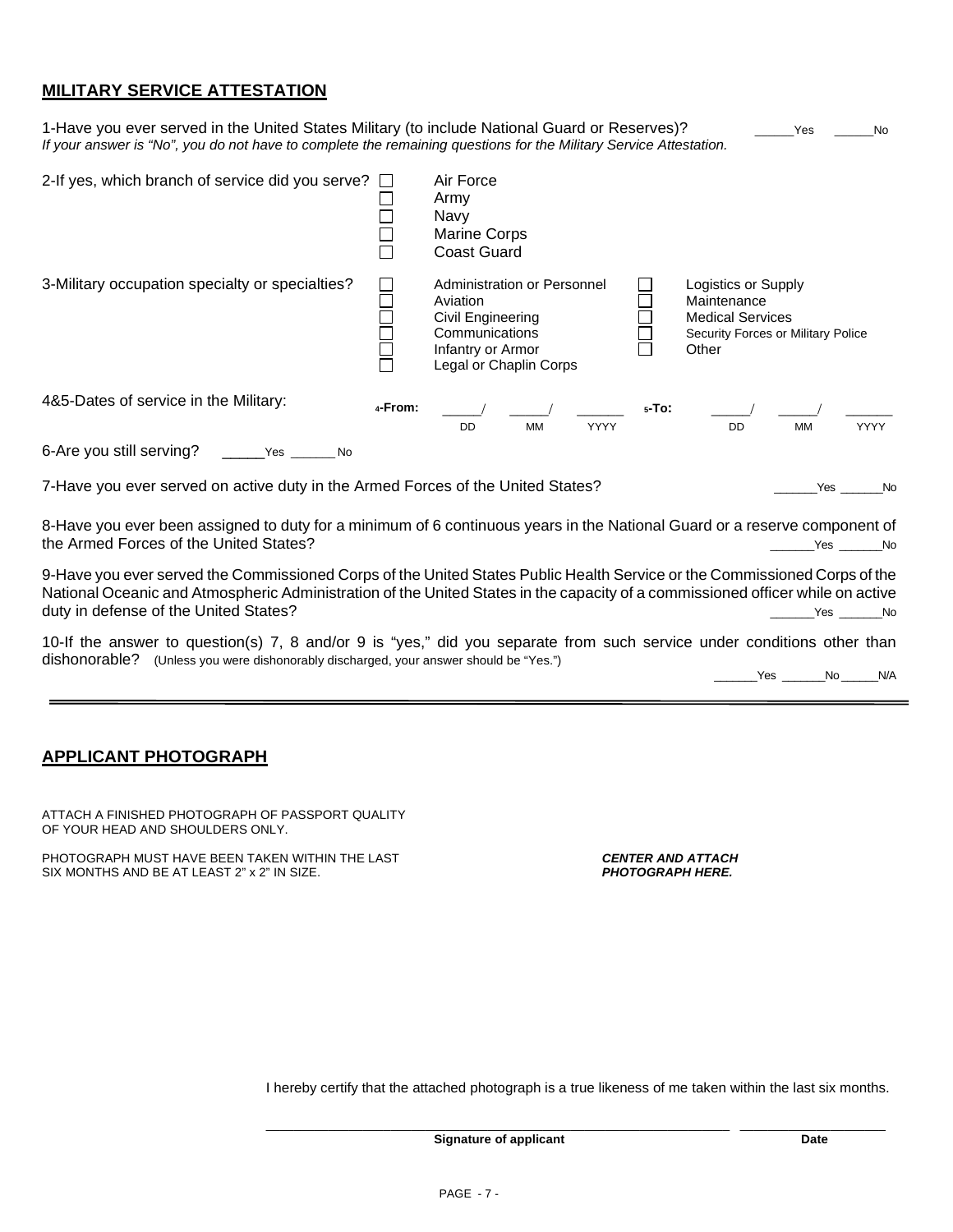## MILITARY SERVICE ATTESTATION

1-Have you ever served in the United States Military (to include National Guard or Reserves)? ______Yes ______No

*If your answer is "No", you do not have to complete the remaining questions for the Military Service Attestation.*

2-If yes, which branch of service did you serve?

- ☐ Air Force
- ☐ Army
- ☐ Navy
- ☐ Marine Corps
- ☐ Coast Guard

3-Military occupation specialty or specialties?

- ☐ Administration or Personnel
- ☐ Aviation
- ☐ Civil Engineering
- ☐ Communications
- ☐ Infantry or Armor
- ☐ Legal or Chaplin Corps
- ☐ Logistics or Supply
- ☐ Maintenance
- ☐ Medical Services
- ☐ Security Forces or Military Police
- ☐ Other

4&5-Dates of service in the Military:

4-From: ______/ ______/ _______ (DD MM YYYY) 5-To: ______/ ______/ _______ (DD MM YYYY)

6-Are you still serving? ______Yes ______No

7-Have you ever served on active duty in the Armed Forces of the United States? ______Yes ______No

8-Have you ever been assigned to duty for a minimum of 6 continuous years in the National Guard or a reserve component of the Armed Forces of the United States? ______Yes ______No

9-Have you ever served the Commissioned Corps of the United States Public Health Service or the Commissioned Corps of the National Oceanic and Atmospheric Administration of the United States in the capacity of a commissioned officer while on active duty in defense of the United States? ______Yes ______No

10-If the answer to question(s) 7, 8 and/or 9 is "yes," did you separate from such service under conditions other than dishonorable? (Unless you were dishonorably discharged, your answer should be "Yes.") ______Yes ______No ______N/A

---

## APPLICANT PHOTOGRAPH

ATTACH A FINISHED PHOTOGRAPH OF PASSPORT QUALITY OF YOUR HEAD AND SHOULDERS ONLY.

PHOTOGRAPH MUST HAVE BEEN TAKEN WITHIN THE LAST SIX MONTHS AND BE AT LEAST 2" x 2" IN SIZE.

***CENTER AND ATTACH PHOTOGRAPH HERE.***

I hereby certify that the attached photograph is a true likeness of me taken within the last six months.

_______________________________ **Signature of applicant**

_______________ **Date**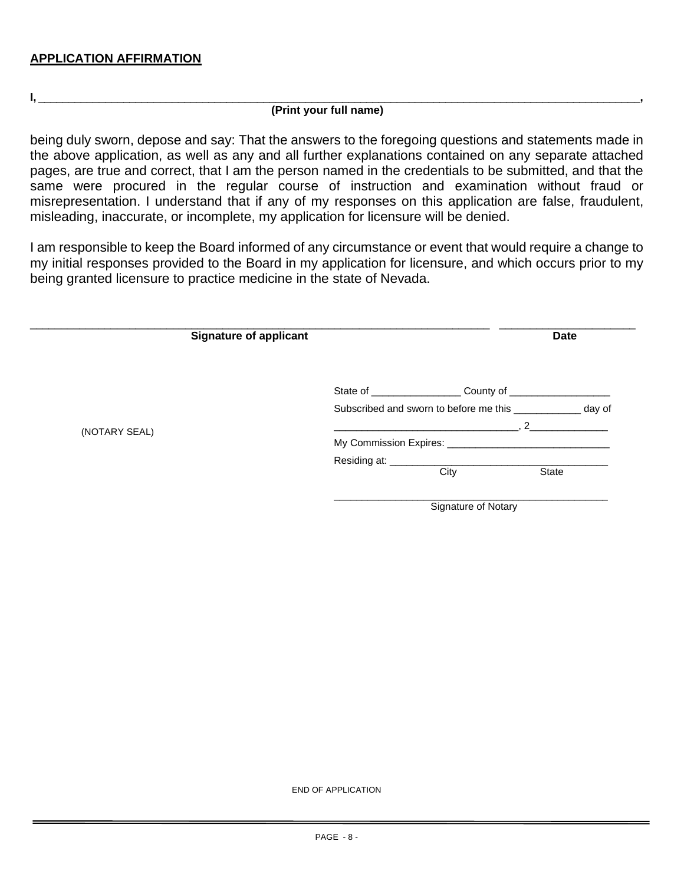**APPLICATION AFFIRMATION**

**I, ______________________________________________________________________________________,**
**(Print your full name)**

being duly sworn, depose and say: That the answers to the foregoing questions and statements made in the above application, as well as any and all further explanations contained on any separate attached pages, are true and correct, that I am the person named in the credentials to be submitted, and that the same were procured in the regular course of instruction and examination without fraud or misrepresentation. I understand that if any of my responses on this application are false, fraudulent, misleading, inaccurate, or incomplete, my application for licensure will be denied.

I am responsible to keep the Board informed of any circumstance or event that would require a change to my initial responses provided to the Board in my application for licensure, and which occurs prior to my being granted licensure to practice medicine in the state of Nevada.

_____________________________________________________________________ ____________________
**Signature of applicant** **Date**

(NOTARY SEAL)

State of ________________ County of __________________

Subscribed and sworn to before me this ____________ day of

________________________________, 2______________

My Commission Expires: ______________________________

Residing at: ______________________________________
City State

_______________________________________________
Signature of Notary

END OF APPLICATION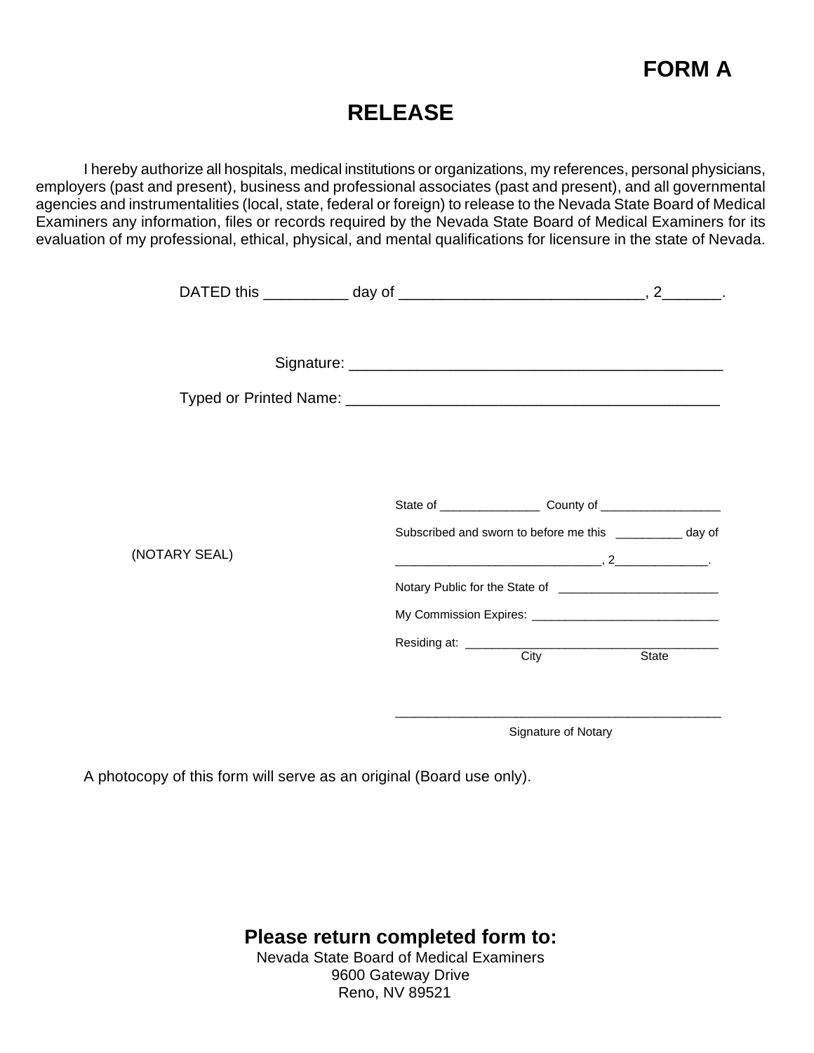# FORM A

## RELEASE

I hereby authorize all hospitals, medical institutions or organizations, my references, personal physicians, employers (past and present), business and professional associates (past and present), and all governmental agencies and instrumentalities (local, state, federal or foreign) to release to the Nevada State Board of Medical Examiners any information, files or records required by the Nevada State Board of Medical Examiners for its evaluation of my professional, ethical, physical, and mental qualifications for licensure in the state of Nevada.

DATED this __________ day of _____________________________, 2_______.

Signature: ____________________________________________

Typed or Printed Name: ____________________________________________

(NOTARY SEAL)

State of _______________ County of __________________

Subscribed and sworn to before me this __________ day of

______________________________, 2______________.

Notary Public for the State of ________________________

My Commission Expires: ____________________________

Residing at: _____________________________________
City State

_____________________________________________
Signature of Notary

A photocopy of this form will serve as an original (Board use only).

**Please return completed form to:**
Nevada State Board of Medical Examiners
9600 Gateway Drive
Reno, NV 89521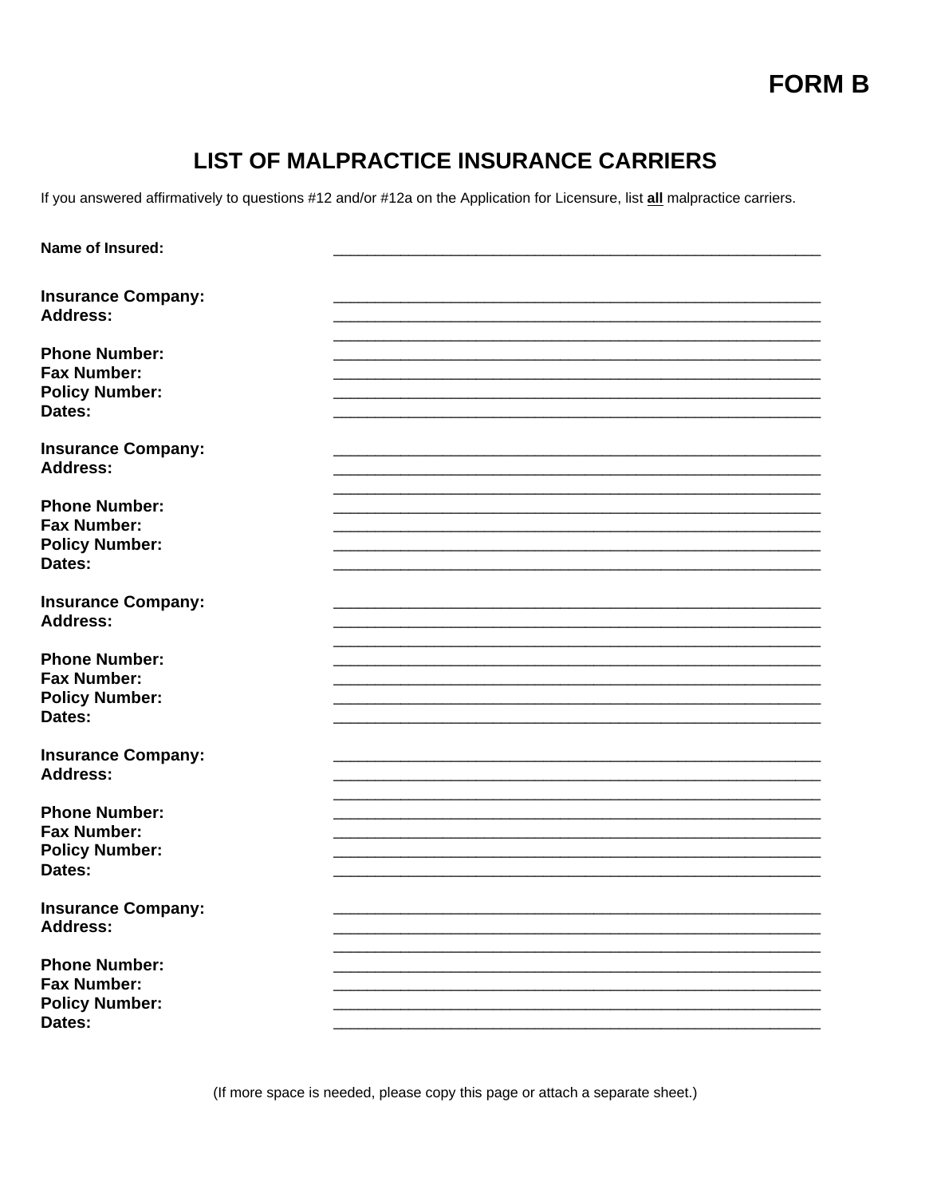**FORM B**

## LIST OF MALPRACTICE INSURANCE CARRIERS

If you answered affirmatively to questions #12 and/or #12a on the Application for Licensure, list **all** malpractice carriers.

**Name of Insured:** ____________________________________________________________

**Insurance Company:** ____________________________________________________________
**Address:** ____________________________________________________________
____________________________________________________________
**Phone Number:** ____________________________________________________________
**Fax Number:** ____________________________________________________________
**Policy Number:** ____________________________________________________________
**Dates:** ____________________________________________________________

**Insurance Company:** ____________________________________________________________
**Address:** ____________________________________________________________
____________________________________________________________
**Phone Number:** ____________________________________________________________
**Fax Number:** ____________________________________________________________
**Policy Number:** ____________________________________________________________
**Dates:** ____________________________________________________________

**Insurance Company:** ____________________________________________________________
**Address:** ____________________________________________________________
____________________________________________________________
**Phone Number:** ____________________________________________________________
**Fax Number:** ____________________________________________________________
**Policy Number:** ____________________________________________________________
**Dates:** ____________________________________________________________

**Insurance Company:** ____________________________________________________________
**Address:** ____________________________________________________________
____________________________________________________________
**Phone Number:** ____________________________________________________________
**Fax Number:** ____________________________________________________________
**Policy Number:** ____________________________________________________________
**Dates:** ____________________________________________________________

**Insurance Company:** ____________________________________________________________
**Address:** ____________________________________________________________
____________________________________________________________
**Phone Number:** ____________________________________________________________
**Fax Number:** ____________________________________________________________
**Policy Number:** ____________________________________________________________
**Dates:** ____________________________________________________________

(If more space is needed, please copy this page or attach a separate sheet.)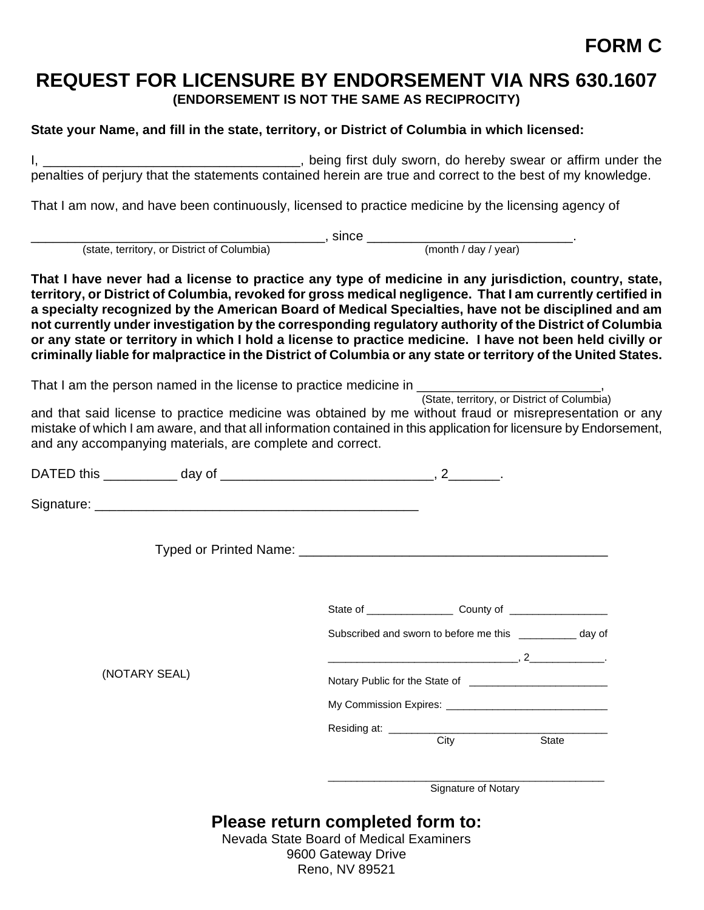**FORM C**

# REQUEST FOR LICENSURE BY ENDORSEMENT VIA NRS 630.1607

**(ENDORSEMENT IS NOT THE SAME AS RECIPROCITY)**

**State your Name, and fill in the state, territory, or District of Columbia in which licensed:**

I, __________________________________, being first duly sworn, do hereby swear or affirm under the penalties of perjury that the statements contained herein are true and correct to the best of my knowledge.

That I am now, and have been continuously, licensed to practice medicine by the licensing agency of

_______________________________________, since ___________________________.
(state, territory, or District of Columbia) (month / day / year)

**That I have never had a license to practice any type of medicine in any jurisdiction, country, state, territory, or District of Columbia, revoked for gross medical negligence. That I am currently certified in a specialty recognized by the American Board of Medical Specialties, have not be disciplined and am not currently under investigation by the corresponding regulatory authority of the District of Columbia or any state or territory in which I hold a license to practice medicine. I have not been held civilly or criminally liable for malpractice in the District of Columbia or any state or territory of the United States.**

That I am the person named in the license to practice medicine in _________________________,
(State, territory, or District of Columbia)
and that said license to practice medicine was obtained by me without fraud or misrepresentation or any mistake of which I am aware, and that all information contained in this application for licensure by Endorsement, and any accompanying materials, are complete and correct.

DATED this __________ day of _____________________________, 2_______.

Signature: ____________________________________________

Typed or Printed Name: __________________________________________

State of _______________ County of _________________

Subscribed and sworn to before me this __________ day of

_______________________________, 2_____________.

(NOTARY SEAL)

Notary Public for the State of _______________________

My Commission Expires: ___________________________

Residing at: ____________________________________
City State

_____________________________________________
Signature of Notary

## Please return completed form to:

Nevada State Board of Medical Examiners
9600 Gateway Drive
Reno, NV 89521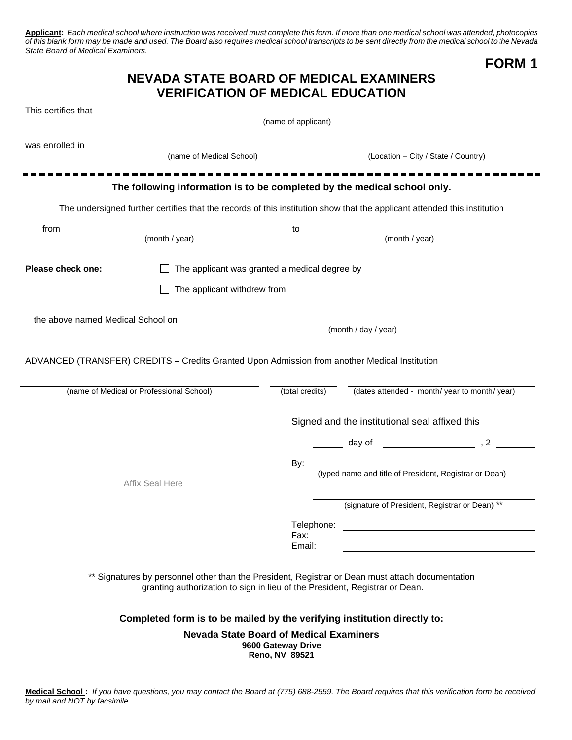**Applicant:** *Each medical school where instruction was received must complete this form. If more than one medical school was attended, photocopies of this blank form may be made and used. The Board also requires medical school transcripts to be sent directly from the medical school to the Nevada State Board of Medical Examiners.*

**FORM 1**

# NEVADA STATE BOARD OF MEDICAL EXAMINERS
# VERIFICATION OF MEDICAL EDUCATION

This certifies that ______________________________________________
(name of applicant)

was enrolled in ______________________________ ______________________________
(name of Medical School) (Location – City / State / Country)

---

**The following information is to be completed by the medical school only.**

The undersigned further certifies that the records of this institution show that the applicant attended this institution

from ______________________ to ______________________
(month / year) (month / year)

**Please check one:**

☐ The applicant was granted a medical degree by

☐ The applicant withdrew from

the above named Medical School on ______________________________
(month / day / year)

ADVANCED (TRANSFER) CREDITS – Credits Granted Upon Admission from another Medical Institution

______________________________ ____________ ______________________________
(name of Medical or Professional School) (total credits) (dates attended - month/ year to month/ year)

Signed and the institutional seal affixed this

_______ day of ____________________ , 2 ________

By: ______________________________________________
(typed name and title of President, Registrar or Dean)

Affix Seal Here

______________________________________________
(signature of President, Registrar or Dean) **

Telephone: ______________________________
Fax: ______________________________
Email: ______________________________

** Signatures by personnel other than the President, Registrar or Dean must attach documentation granting authorization to sign in lieu of the President, Registrar or Dean.

**Completed form is to be mailed by the verifying institution directly to:**

**Nevada State Board of Medical Examiners**
**9600 Gateway Drive**
**Reno, NV 89521**

**Medical School :** *If you have questions, you may contact the Board at (775) 688-2559. The Board requires that this verification form be received by mail and NOT by facsimile.*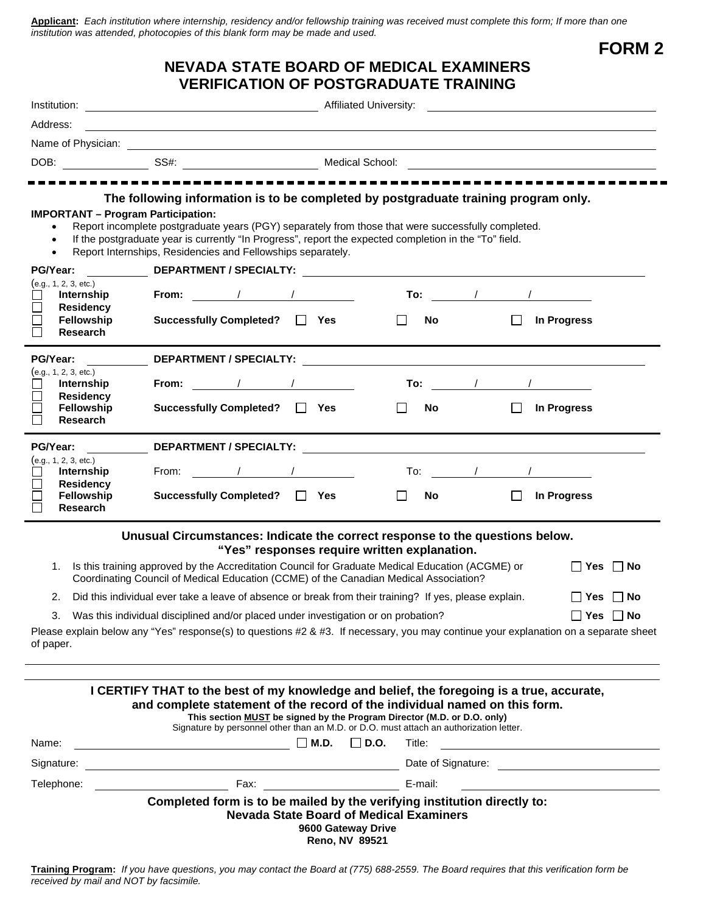**Applicant:** *Each institution where internship, residency and/or fellowship training was received must complete this form; If more than one institution was attended, photocopies of this blank form may be made and used.*

**FORM 2**

## NEVADA STATE BOARD OF MEDICAL EXAMINERS
## VERIFICATION OF POSTGRADUATE TRAINING

Institution: ______________________ Affiliated University: ______________________

Address: ____________________________________________

Name of Physician: ____________________________________________

DOB: __________ SS#: ______________ Medical School: ______________________

---

### The following information is to be completed by postgraduate training program only.

**IMPORTANT – Program Participation:**

- Report incomplete postgraduate years (PGY) separately from those that were successfully completed.
- If the postgraduate year is currently "In Progress", report the expected completion in the "To" field.
- Report Internships, Residencies and Fellowships separately.

**PG/Year:** ________ **DEPARTMENT / SPECIALTY:** ______________________
(e.g., 1, 2, 3, etc.)
☐ **Internship** **From:** ____/____/____ **To:** ____/____/____
☐ **Residency**
☐ **Fellowship** **Successfully Completed?** ☐ **Yes** ☐ **No** ☐ **In Progress**
☐ **Research**

---

**PG/Year:** ________ **DEPARTMENT / SPECIALTY:** ______________________
(e.g., 1, 2, 3, etc.)
☐ **Internship** **From:** ____/____/____ **To:** ____/____/____
☐ **Residency**
☐ **Fellowship** **Successfully Completed?** ☐ **Yes** ☐ **No** ☐ **In Progress**
☐ **Research**

---

**PG/Year:** ________ **DEPARTMENT / SPECIALTY:** ______________________
(e.g., 1, 2, 3, etc.)
☐ **Internship** From: ____/____/____ To: ____/____/____
☐ **Residency**
☐ **Fellowship** **Successfully Completed?** ☐ **Yes** ☐ **No** ☐ **In Progress**
☐ **Research**

---

### Unusual Circumstances: Indicate the correct response to the questions below.
### "Yes" responses require written explanation.

1. Is this training approved by the Accreditation Council for Graduate Medical Education (ACGME) or Coordinating Council of Medical Education (CCME) of the Canadian Medical Association? ☐ **Yes** ☐ **No**
2. Did this individual ever take a leave of absence or break from their training? If yes, please explain. ☐ **Yes** ☐ **No**
3. Was this individual disciplined and/or placed under investigation or on probation? ☐ **Yes** ☐ **No**

Please explain below any "Yes" response(s) to questions #2 & #3. If necessary, you may continue your explanation on a separate sheet of paper.

____________________________________________

____________________________________________

**I CERTIFY THAT to the best of my knowledge and belief, the foregoing is a true, accurate, and complete statement of the record of the individual named on this form.**

**This section MUST be signed by the Program Director (M.D. or D.O. only)**

Signature by personnel other than an M.D. or D.O. must attach an authorization letter.

Name: ______________________ ☐ **M.D.** ☐ **D.O.** Title: ______________________

Signature: ______________________ Date of Signature: ______________________

Telephone: ______________ Fax: ______________ E-mail: ______________________

**Completed form is to be mailed by the verifying institution directly to:**
**Nevada State Board of Medical Examiners**
**9600 Gateway Drive**
**Reno, NV 89521**

**Training Program:** *If you have questions, you may contact the Board at (775) 688-2559. The Board requires that this verification form be received by mail and NOT by facsimile.*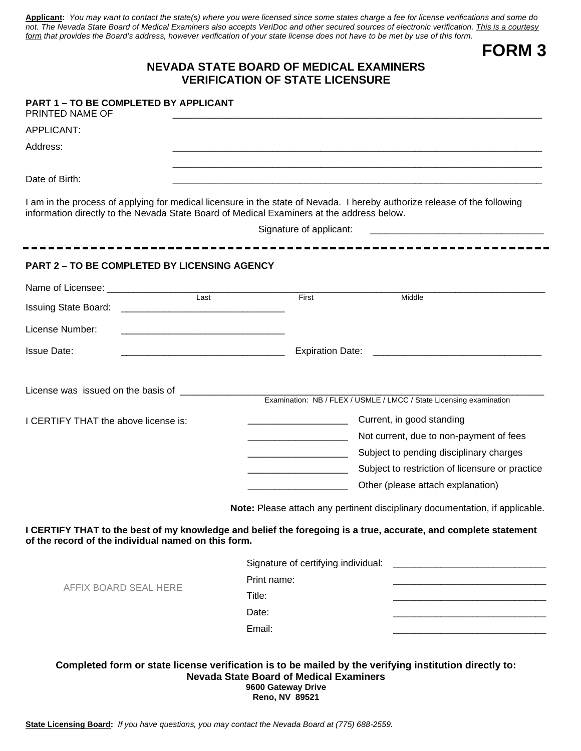**Applicant:** *You may want to contact the state(s) where you were licensed since some states charge a fee for license verifications and some do not. The Nevada State Board of Medical Examiners also accepts VeriDoc and other secured sources of electronic verification. This is a courtesy form that provides the Board's address, however verification of your state license does not have to be met by use of this form.*

# FORM 3

## NEVADA STATE BOARD OF MEDICAL EXAMINERS
## VERIFICATION OF STATE LICENSURE

**PART 1 – TO BE COMPLETED BY APPLICANT**

PRINTED NAME OF APPLICANT: ______________________________________________

Address: ______________________________________________

______________________________________________

Date of Birth: ______________________________________________

I am in the process of applying for medical licensure in the state of Nevada. I hereby authorize release of the following information directly to the Nevada State Board of Medical Examiners at the address below.

Signature of applicant: ________________________________

---

**PART 2 – TO BE COMPLETED BY LICENSING AGENCY**

Name of Licensee: ______________________________________________
Last First Middle

Issuing State Board: ______________________________

License Number: ______________________________

Issue Date: ______________________________ Expiration Date: ______________________________

License was issued on the basis of ______________________________________________
Examination: NB / FLEX / USMLE / LMCC / State Licensing examination

I CERTIFY THAT the above license is:

__________________ Current, in good standing

__________________ Not current, due to non-payment of fees

__________________ Subject to pending disciplinary charges

__________________ Subject to restriction of licensure or practice

__________________ Other (please attach explanation)

**Note:** Please attach any pertinent disciplinary documentation, if applicable.

**I CERTIFY THAT to the best of my knowledge and belief the foregoing is a true, accurate, and complete statement of the record of the individual named on this form.**

AFFIX BOARD SEAL HERE

Signature of certifying individual: ____________________________

Print name: ____________________________

Title: ____________________________

Date: ____________________________

Email: ____________________________

**Completed form or state license verification is to be mailed by the verifying institution directly to:**
**Nevada State Board of Medical Examiners**
**9600 Gateway Drive**
**Reno, NV 89521**

**State Licensing Board:** *If you have questions, you may contact the Nevada Board at (775) 688-2559.*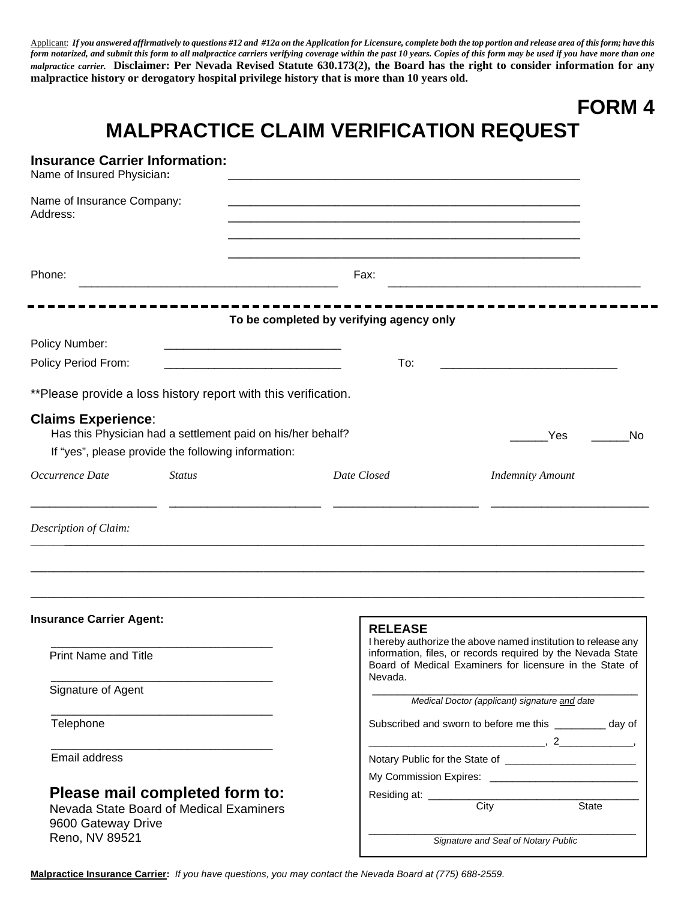Applicant: *If you answered affirmatively to questions #12 and #12a on the Application for Licensure, complete both the top portion and release area of this form; have this form notarized, and submit this form to all malpractice carriers verifying coverage within the past 10 years. Copies of this form may be used if you have more than one malpractice carrier.* **Disclaimer: Per Nevada Revised Statute 630.173(2), the Board has the right to consider information for any malpractice history or derogatory hospital privilege history that is more than 10 years old.**

# FORM 4

# MALPRACTICE CLAIM VERIFICATION REQUEST

## Insurance Carrier Information:

Name of Insured Physician: ____________________________________________________

Name of Insurance Company: ____________________________________________________

Address: ____________________________________________________

____________________________________________________

____________________________________________________

Phone: ________________________________________ Fax: ________________________________________

---

**To be completed by verifying agency only**

Policy Number: ___________________________

Policy Period From: ___________________________ To: ___________________________

**Please provide a loss history report with this verification.

## Claims Experience:

Has this Physician had a settlement paid on his/her behalf? ______Yes ______No

If "yes", please provide the following information:

| *Occurrence Date* | *Status* | *Date Closed* | *Indemnity Amount* |
|---|---|---|---|
| ___________________ | ______________________ | _____________________ | _______________________ |

*Description of Claim:* ____________________________________________________________________________

____________________________________________________________________________

____________________________________________________________________________

**Insurance Carrier Agent:**

_________________________________
Print Name and Title

_________________________________
Signature of Agent

_________________________________
Telephone

_________________________________
Email address

### Please mail completed form to:

Nevada State Board of Medical Examiners
9600 Gateway Drive
Reno, NV 89521

**RELEASE**

I hereby authorize the above named institution to release any information, files, or records required by the Nevada State Board of Medical Examiners for licensure in the State of Nevada.

_________________________________________
*Medical Doctor (applicant) signature and date*

Subscribed and sworn to before me this _________ day of

______________________________, 2_____________,

Notary Public for the State of _______________________

My Commission Expires: _________________________

Residing at: ____________________________________
City State

_________________________________________
*Signature and Seal of Notary Public*

**Malpractice Insurance Carrier:** *If you have questions, you may contact the Nevada Board at (775) 688-2559.*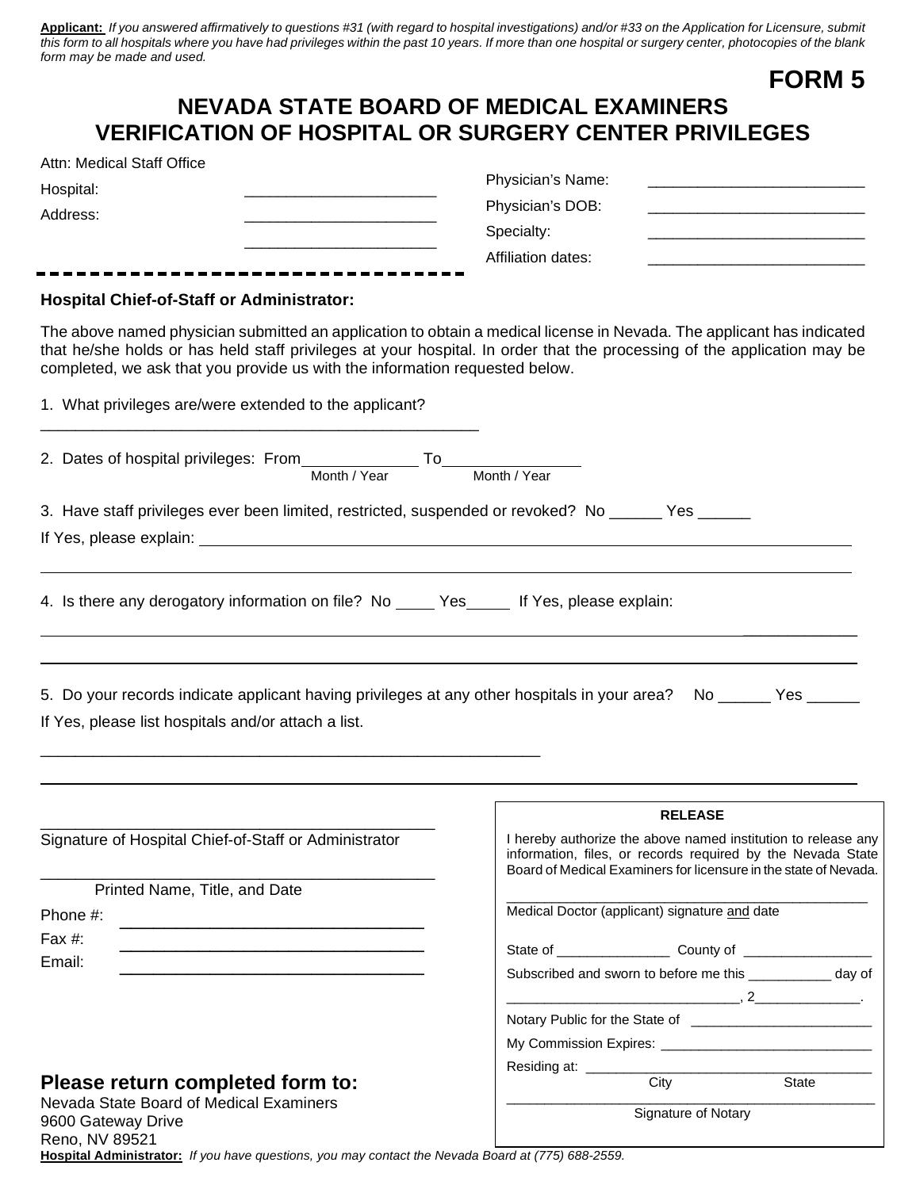**Applicant:** *If you answered affirmatively to questions #31 (with regard to hospital investigations) and/or #33 on the Application for Licensure, submit this form to all hospitals where you have had privileges within the past 10 years. If more than one hospital or surgery center, photocopies of the blank form may be made and used.*

**FORM 5**

# NEVADA STATE BOARD OF MEDICAL EXAMINERS
# VERIFICATION OF HOSPITAL OR SURGERY CENTER PRIVILEGES

Attn: Medical Staff Office

Hospital: ______________________

Address: ______________________

______________________

Physician's Name: __________________________

Physician's DOB: __________________________

Specialty: __________________________

Affiliation dates: __________________________

**Hospital Chief-of-Staff or Administrator:**

The above named physician submitted an application to obtain a medical license in Nevada. The applicant has indicated that he/she holds or has held staff privileges at your hospital. In order that the processing of the application may be completed, we ask that you provide us with the information requested below.

1. What privileges are/were extended to the applicant?
__________________________________________________

2. Dates of hospital privileges: From____________ To______________
Month / Year Month / Year

3. Have staff privileges ever been limited, restricted, suspended or revoked? No ______ Yes ______
If Yes, please explain: ____________________________________________________________

____________________________________________________________________________________

4. Is there any derogatory information on file? No _____ Yes_____ If Yes, please explain:

____________________________________________________________________________________

____________________________________________________________________________________

5. Do your records indicate applicant having privileges at any other hospitals in your area? No ______ Yes ______
If Yes, please list hospitals and/or attach a list.

__________________________________________________________

____________________________________________________________________________________

_____________________________________________
Signature of Hospital Chief-of-Staff or Administrator

_____________________________________________
Printed Name, Title, and Date

Phone #: ________________________________

Fax #: ________________________________

Email: ________________________________

**RELEASE**

I hereby authorize the above named institution to release any information, files, or records required by the Nevada State Board of Medical Examiners for licensure in the state of Nevada.

_____________________________________________
Medical Doctor (applicant) signature and date

State of _______________ County of _________________

Subscribed and sworn to before me this ___________ day of

______________________________, 2______________.

Notary Public for the State of ________________________

My Commission Expires: ____________________________

Residing at: ______________________________________
City State

_____________________________________________
Signature of Notary

## Please return completed form to:

Nevada State Board of Medical Examiners
9600 Gateway Drive
Reno, NV 89521

**Hospital Administrator:** *If you have questions, you may contact the Nevada Board at (775) 688-2559.*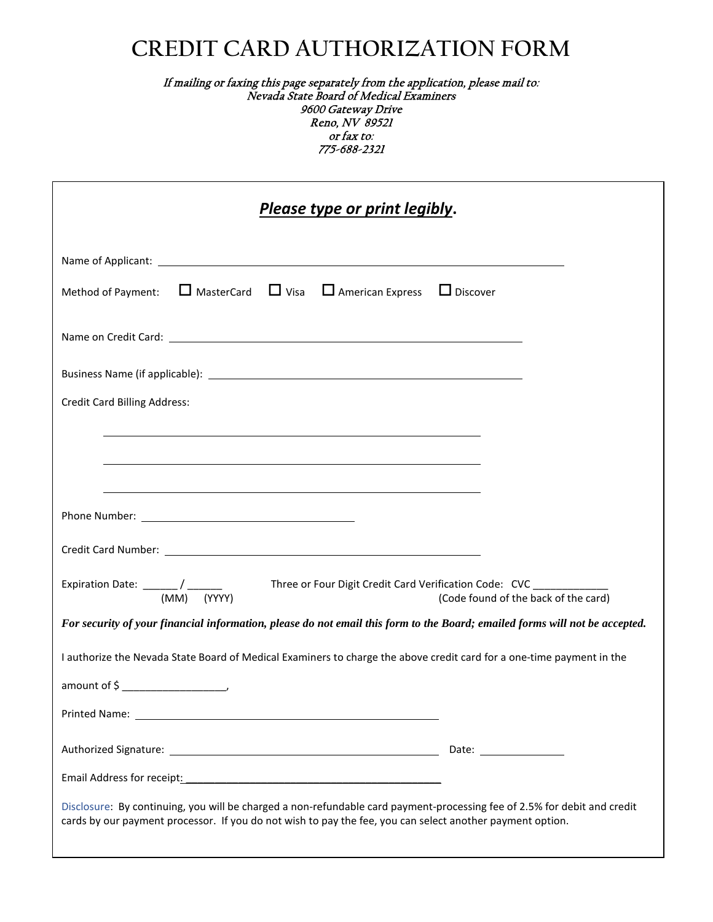# CREDIT CARD AUTHORIZATION FORM

*If mailing or faxing this page separately from the application, please mail to:*
*Nevada State Board of Medical Examiners*
*9600 Gateway Drive*
*Reno, NV 89521*
*or fax to:*
*775-688-2321*

***Please type or print legibly*.**

Name of Applicant: ____________________________________________

Method of Payment: ☐ MasterCard ☐ Visa ☐ American Express ☐ Discover

Name on Credit Card: ____________________________________________

Business Name (if applicable): ____________________________________________

Credit Card Billing Address:

____________________________________________

____________________________________________

____________________________________________

Phone Number: ____________________________

Credit Card Number: ____________________________________________

Expiration Date: ______ / ______ (MM) (YYYY)

Three or Four Digit Credit Card Verification Code: CVC _____________ (Code found of the back of the card)

***For security of your financial information, please do not email this form to the Board; emailed forms will not be accepted.***

I authorize the Nevada State Board of Medical Examiners to charge the above credit card for a one-time payment in the amount of $ __________________,

Printed Name: ____________________________________________

Authorized Signature: ____________________________________________ Date: ______________

Email Address for receipt: ____________________________________________

Disclosure: By continuing, you will be charged a non-refundable card payment-processing fee of 2.5% for debit and credit cards by our payment processor. If you do not wish to pay the fee, you can select another payment option.